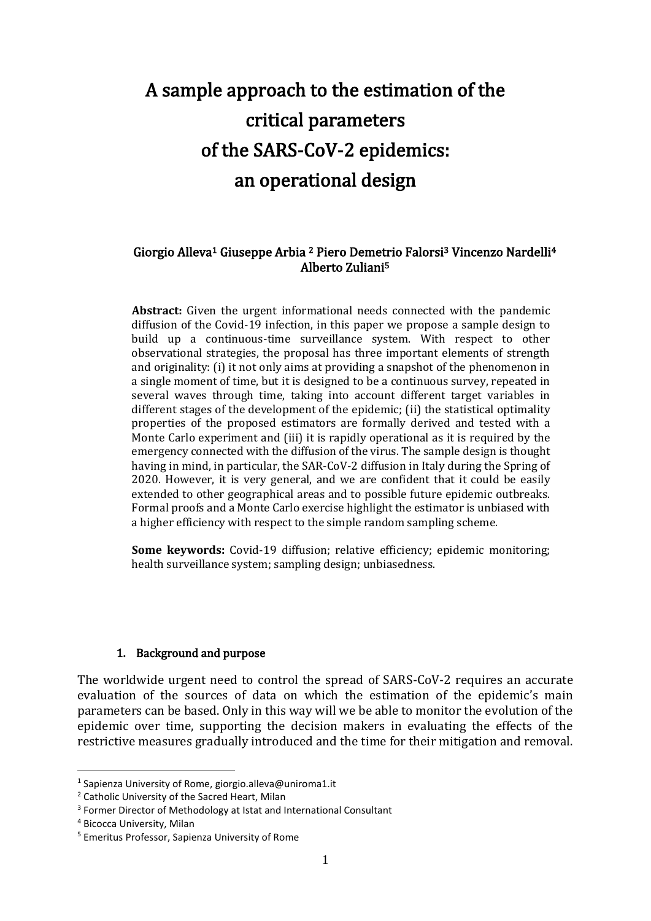# A sample approach to the estimation of the critical parameters of the SARS-CoV-2 epidemics: an operational design

Giorgio Alleva[1] Giuseppe Arbia [2] Piero Demetrio Falorsi[3] Vincenzo Nardelli[4] Alberto Zuliani[5]

**Abstract:** Given the urgent informational needs connected with the pandemic diffusion of the Covid-19 infection, in this paper we propose a sample design to build up a continuous-time surveillance system. With respect to other observational strategies, the proposal has three important elements of strength and originality: (i) it not only aims at providing a snapshot of the phenomenon in a single moment of time, but it is designed to be a continuous survey, repeated in several waves through time, taking into account different target variables in different stages of the development of the epidemic; (ii) the statistical optimality properties of the proposed estimators are formally derived and tested with a Monte Carlo experiment and (iii) it is rapidly operational as it is required by the emergency connected with the diffusion of the virus. The sample design is thought having in mind, in particular, the SAR-CoV-2 diffusion in Italy during the Spring of 2020. However, it is very general, and we are confident that it could be easily extended to other geographical areas and to possible future epidemic outbreaks. Formal proofs and a Monte Carlo exercise highlight the estimator is unbiased with a higher efficiency with respect to the simple random sampling scheme.

**Some keywords:** Covid-19 diffusion; relative efficiency; epidemic monitoring; health surveillance system; sampling design; unbiasedness.

## 1. Background and purpose

The worldwide urgent need to control the spread of SARS-CoV-2 requires an accurate evaluation of the sources of data on which the estimation of the epidemic's main parameters can be based. Only in this way will we be able to monitor the evolution of the epidemic over time, supporting the decision makers in evaluating the effects of the restrictive measures gradually introduced and the time for their mitigation and removal.

[1] Sapienza University of Rome, giorgio.alleva@uniroma1.it

[2] Catholic University of the Sacred Heart, Milan

[3] Former Director of Methodology at Istat and International Consultant

[4] Bicocca University, Milan

[5] Emeritus Professor, Sapienza University of Rome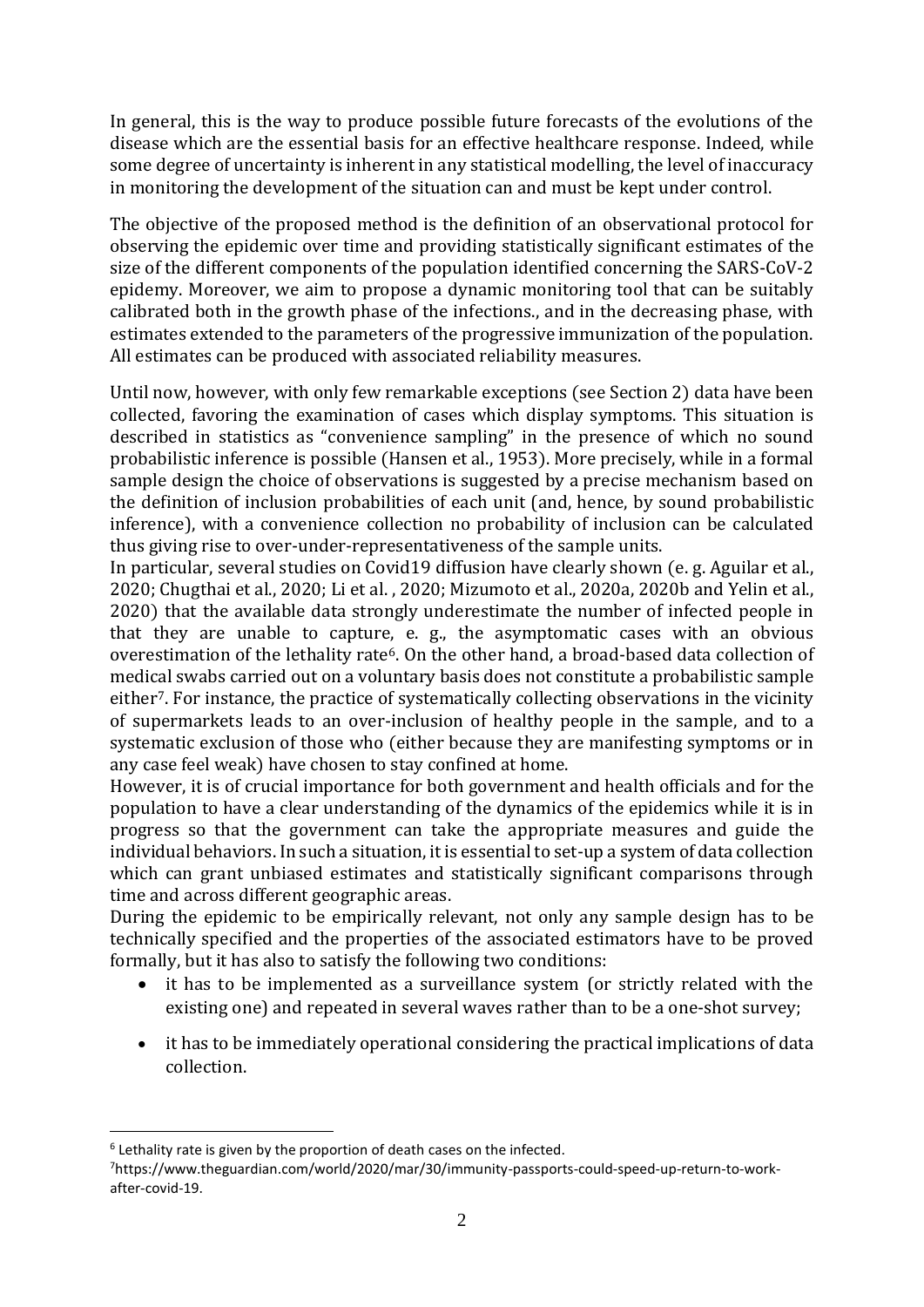In general, this is the way to produce possible future forecasts of the evolutions of the disease which are the essential basis for an effective healthcare response. Indeed, while some degree of uncertainty is inherent in any statistical modelling, the level of inaccuracy in monitoring the development of the situation can and must be kept under control.

The objective of the proposed method is the definition of an observational protocol for observing the epidemic over time and providing statistically significant estimates of the size of the different components of the population identified concerning the SARS-CoV-2 epidemy. Moreover, we aim to propose a dynamic monitoring tool that can be suitably calibrated both in the growth phase of the infections., and in the decreasing phase, with estimates extended to the parameters of the progressive immunization of the population. All estimates can be produced with associated reliability measures.

Until now, however, with only few remarkable exceptions (see Section 2) data have been collected, favoring the examination of cases which display symptoms. This situation is described in statistics as "convenience sampling" in the presence of which no sound probabilistic inference is possible (Hansen et al., 1953). More precisely, while in a formal sample design the choice of observations is suggested by a precise mechanism based on the definition of inclusion probabilities of each unit (and, hence, by sound probabilistic inference), with a convenience collection no probability of inclusion can be calculated thus giving rise to over-under-representativeness of the sample units.

In particular, several studies on Covid19 diffusion have clearly shown (e. g. Aguilar et al., 2020; Chugthai et al., 2020; Li et al. , 2020; Mizumoto et al., 2020a, 2020b and Yelin et al., 2020) that the available data strongly underestimate the number of infected people in that they are unable to capture, e. g., the asymptomatic cases with an obvious overestimation of the lethality rate[6]. On the other hand, a broad-based data collection of medical swabs carried out on a voluntary basis does not constitute a probabilistic sample either[7]. For instance, the practice of systematically collecting observations in the vicinity of supermarkets leads to an over-inclusion of healthy people in the sample, and to a systematic exclusion of those who (either because they are manifesting symptoms or in any case feel weak) have chosen to stay confined at home.

However, it is of crucial importance for both government and health officials and for the population to have a clear understanding of the dynamics of the epidemics while it is in progress so that the government can take the appropriate measures and guide the individual behaviors. In such a situation, it is essential to set-up a system of data collection which can grant unbiased estimates and statistically significant comparisons through time and across different geographic areas.

During the epidemic to be empirically relevant, not only any sample design has to be technically specified and the properties of the associated estimators have to be proved formally, but it has also to satisfy the following two conditions:

- it has to be implemented as a surveillance system (or strictly related with the existing one) and repeated in several waves rather than to be a one-shot survey;
- it has to be immediately operational considering the practical implications of data collection.

[6] Lethality rate is given by the proportion of death cases on the infected.

[7] https://www.theguardian.com/world/2020/mar/30/immunity-passports-could-speed-up-return-to-work-after-covid-19.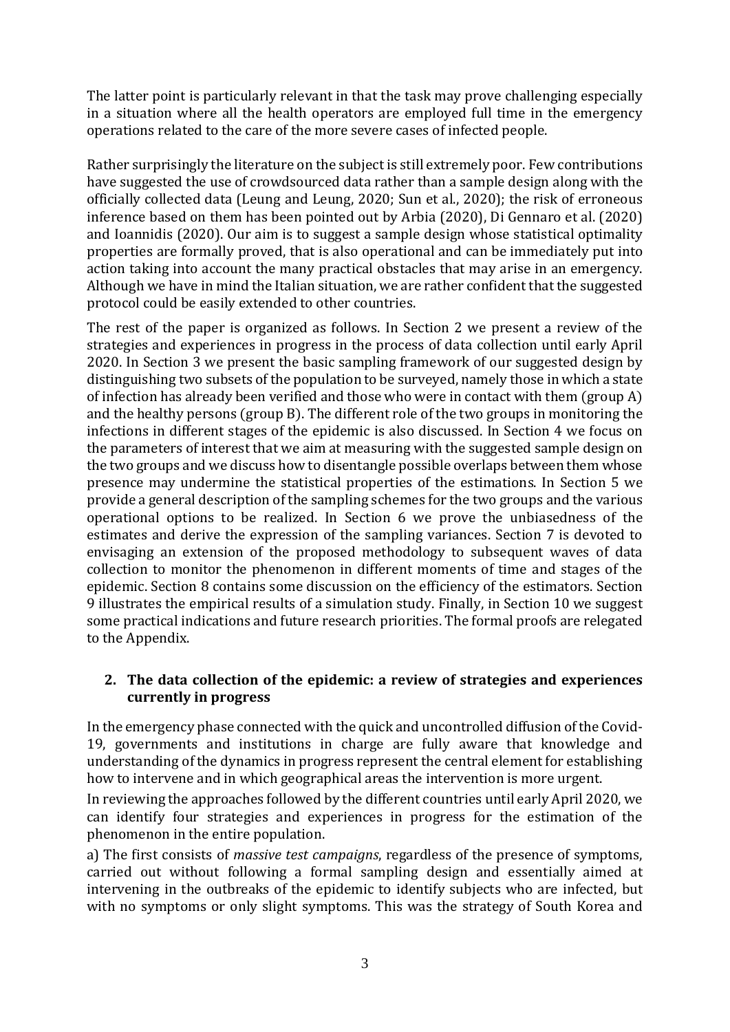The latter point is particularly relevant in that the task may prove challenging especially in a situation where all the health operators are employed full time in the emergency operations related to the care of the more severe cases of infected people.

Rather surprisingly the literature on the subject is still extremely poor. Few contributions have suggested the use of crowdsourced data rather than a sample design along with the officially collected data (Leung and Leung, 2020; Sun et al., 2020); the risk of erroneous inference based on them has been pointed out by Arbia (2020), Di Gennaro et al. (2020) and Ioannidis (2020). Our aim is to suggest a sample design whose statistical optimality properties are formally proved, that is also operational and can be immediately put into action taking into account the many practical obstacles that may arise in an emergency. Although we have in mind the Italian situation, we are rather confident that the suggested protocol could be easily extended to other countries.

The rest of the paper is organized as follows. In Section 2 we present a review of the strategies and experiences in progress in the process of data collection until early April 2020. In Section 3 we present the basic sampling framework of our suggested design by distinguishing two subsets of the population to be surveyed, namely those in which a state of infection has already been verified and those who were in contact with them (group A) and the healthy persons (group B). The different role of the two groups in monitoring the infections in different stages of the epidemic is also discussed. In Section 4 we focus on the parameters of interest that we aim at measuring with the suggested sample design on the two groups and we discuss how to disentangle possible overlaps between them whose presence may undermine the statistical properties of the estimations. In Section 5 we provide a general description of the sampling schemes for the two groups and the various operational options to be realized. In Section 6 we prove the unbiasedness of the estimates and derive the expression of the sampling variances. Section 7 is devoted to envisaging an extension of the proposed methodology to subsequent waves of data collection to monitor the phenomenon in different moments of time and stages of the epidemic. Section 8 contains some discussion on the efficiency of the estimators. Section 9 illustrates the empirical results of a simulation study. Finally, in Section 10 we suggest some practical indications and future research priorities. The formal proofs are relegated to the Appendix.

## 2. The data collection of the epidemic: a review of strategies and experiences currently in progress

In the emergency phase connected with the quick and uncontrolled diffusion of the Covid-19, governments and institutions in charge are fully aware that knowledge and understanding of the dynamics in progress represent the central element for establishing how to intervene and in which geographical areas the intervention is more urgent.

In reviewing the approaches followed by the different countries until early April 2020, we can identify four strategies and experiences in progress for the estimation of the phenomenon in the entire population.

a) The first consists of *massive test campaigns*, regardless of the presence of symptoms, carried out without following a formal sampling design and essentially aimed at intervening in the outbreaks of the epidemic to identify subjects who are infected, but with no symptoms or only slight symptoms. This was the strategy of South Korea and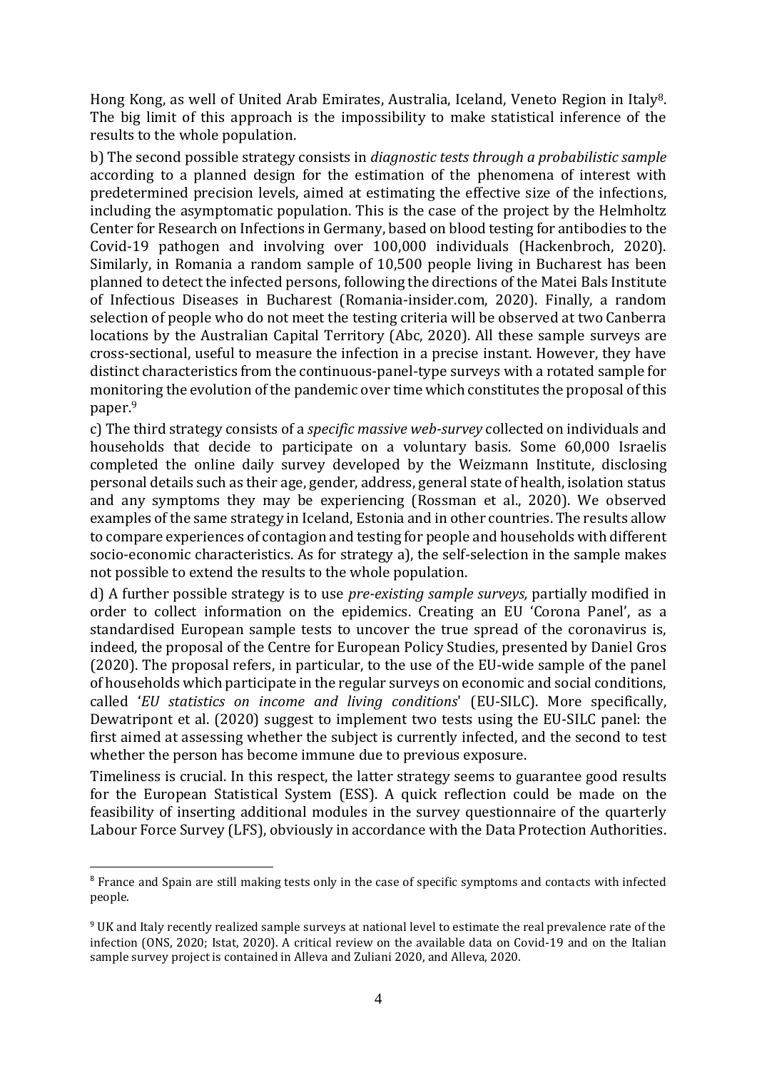Hong Kong, as well of United Arab Emirates, Australia, Iceland, Veneto Region in Italy[8]. The big limit of this approach is the impossibility to make statistical inference of the results to the whole population.

b) The second possible strategy consists in *diagnostic tests through a probabilistic sample* according to a planned design for the estimation of the phenomena of interest with predetermined precision levels, aimed at estimating the effective size of the infections, including the asymptomatic population. This is the case of the project by the Helmholtz Center for Research on Infections in Germany, based on blood testing for antibodies to the Covid-19 pathogen and involving over 100,000 individuals (Hackenbroch, 2020). Similarly, in Romania a random sample of 10,500 people living in Bucharest has been planned to detect the infected persons, following the directions of the Matei Bals Institute of Infectious Diseases in Bucharest (Romania-insider.com, 2020). Finally, a random selection of people who do not meet the testing criteria will be observed at two Canberra locations by the Australian Capital Territory (Abc, 2020). All these sample surveys are cross-sectional, useful to measure the infection in a precise instant. However, they have distinct characteristics from the continuous-panel-type surveys with a rotated sample for monitoring the evolution of the pandemic over time which constitutes the proposal of this paper.[9]

c) The third strategy consists of a *specific massive web-survey* collected on individuals and households that decide to participate on a voluntary basis. Some 60,000 Israelis completed the online daily survey developed by the Weizmann Institute, disclosing personal details such as their age, gender, address, general state of health, isolation status and any symptoms they may be experiencing (Rossman et al., 2020). We observed examples of the same strategy in Iceland, Estonia and in other countries. The results allow to compare experiences of contagion and testing for people and households with different socio-economic characteristics. As for strategy a), the self-selection in the sample makes not possible to extend the results to the whole population.

d) A further possible strategy is to use *pre-existing sample surveys*, partially modified in order to collect information on the epidemics. Creating an EU 'Corona Panel', as a standardised European sample tests to uncover the true spread of the coronavirus is, indeed, the proposal of the Centre for European Policy Studies, presented by Daniel Gros (2020). The proposal refers, in particular, to the use of the EU-wide sample of the panel of households which participate in the regular surveys on economic and social conditions, called '*EU statistics on income and living conditions*' (EU-SILC). More specifically, Dewatripont et al. (2020) suggest to implement two tests using the EU-SILC panel: the first aimed at assessing whether the subject is currently infected, and the second to test whether the person has become immune due to previous exposure.

Timeliness is crucial. In this respect, the latter strategy seems to guarantee good results for the European Statistical System (ESS). A quick reflection could be made on the feasibility of inserting additional modules in the survey questionnaire of the quarterly Labour Force Survey (LFS), obviously in accordance with the Data Protection Authorities.

---

[8] France and Spain are still making tests only in the case of specific symptoms and contacts with infected people.

[9] UK and Italy recently realized sample surveys at national level to estimate the real prevalence rate of the infection (ONS, 2020; Istat, 2020). A critical review on the available data on Covid-19 and on the Italian sample survey project is contained in Alleva and Zuliani 2020, and Alleva, 2020.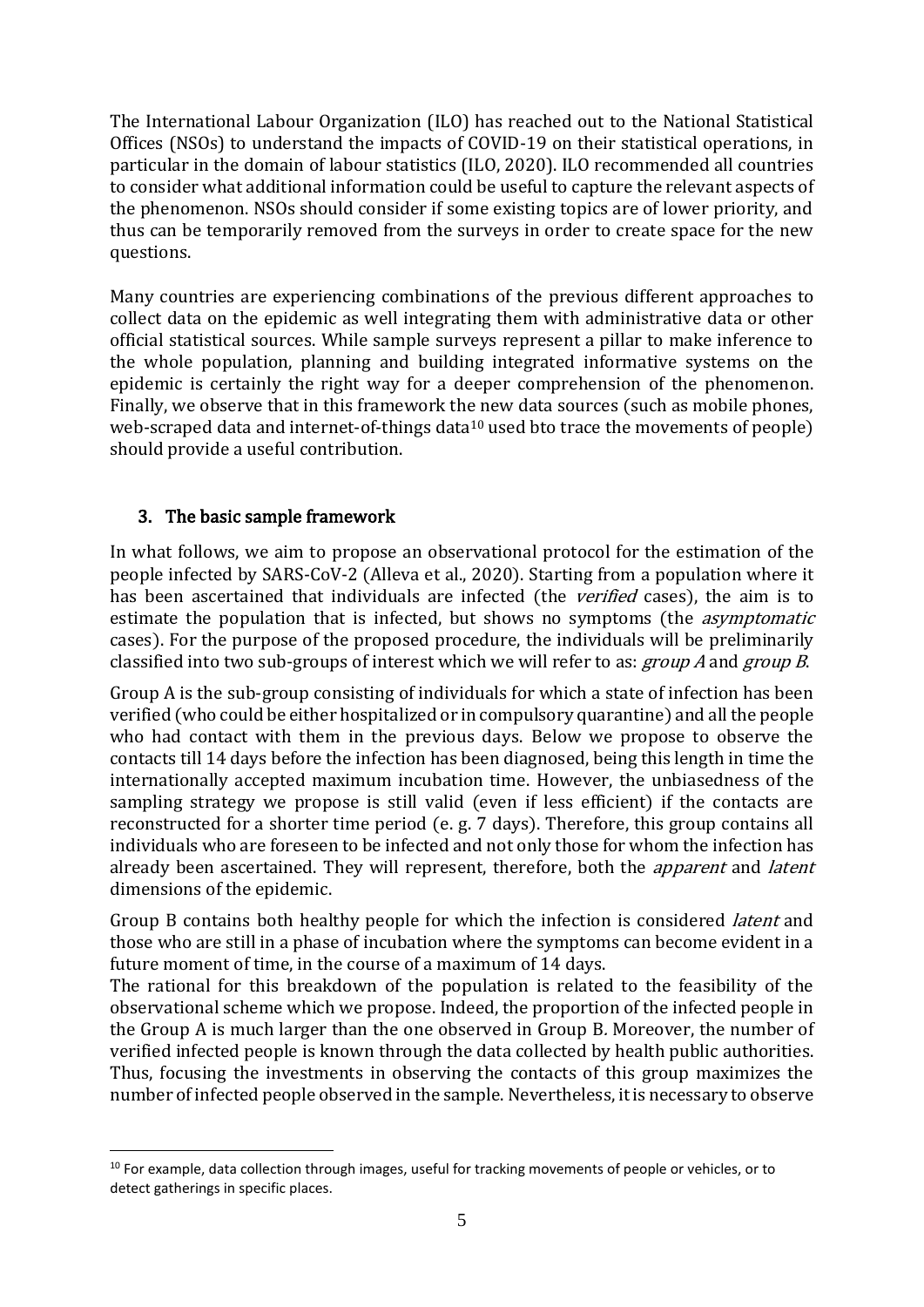The International Labour Organization (ILO) has reached out to the National Statistical Offices (NSOs) to understand the impacts of COVID-19 on their statistical operations, in particular in the domain of labour statistics (ILO, 2020). ILO recommended all countries to consider what additional information could be useful to capture the relevant aspects of the phenomenon. NSOs should consider if some existing topics are of lower priority, and thus can be temporarily removed from the surveys in order to create space for the new questions.

Many countries are experiencing combinations of the previous different approaches to collect data on the epidemic as well integrating them with administrative data or other official statistical sources. While sample surveys represent a pillar to make inference to the whole population, planning and building integrated informative systems on the epidemic is certainly the right way for a deeper comprehension of the phenomenon. Finally, we observe that in this framework the new data sources (such as mobile phones, web-scraped data and internet-of-things data[10] used bto trace the movements of people) should provide a useful contribution.

## 3. The basic sample framework

In what follows, we aim to propose an observational protocol for the estimation of the people infected by SARS-CoV-2 (Alleva et al., 2020). Starting from a population where it has been ascertained that individuals are infected (the *verified* cases), the aim is to estimate the population that is infected, but shows no symptoms (the *asymptomatic* cases). For the purpose of the proposed procedure, the individuals will be preliminarily classified into two sub-groups of interest which we will refer to as: *group A* and *group B*.

Group A is the sub-group consisting of individuals for which a state of infection has been verified (who could be either hospitalized or in compulsory quarantine) and all the people who had contact with them in the previous days. Below we propose to observe the contacts till 14 days before the infection has been diagnosed, being this length in time the internationally accepted maximum incubation time. However, the unbiasedness of the sampling strategy we propose is still valid (even if less efficient) if the contacts are reconstructed for a shorter time period (e. g. 7 days). Therefore, this group contains all individuals who are foreseen to be infected and not only those for whom the infection has already been ascertained. They will represent, therefore, both the *apparent* and *latent* dimensions of the epidemic.

Group B contains both healthy people for which the infection is considered *latent* and those who are still in a phase of incubation where the symptoms can become evident in a future moment of time, in the course of a maximum of 14 days.

The rational for this breakdown of the population is related to the feasibility of the observational scheme which we propose. Indeed, the proportion of the infected people in the Group A is much larger than the one observed in Group B. Moreover, the number of verified infected people is known through the data collected by health public authorities. Thus, focusing the investments in observing the contacts of this group maximizes the number of infected people observed in the sample. Nevertheless, it is necessary to observe

[10] For example, data collection through images, useful for tracking movements of people or vehicles, or to detect gatherings in specific places.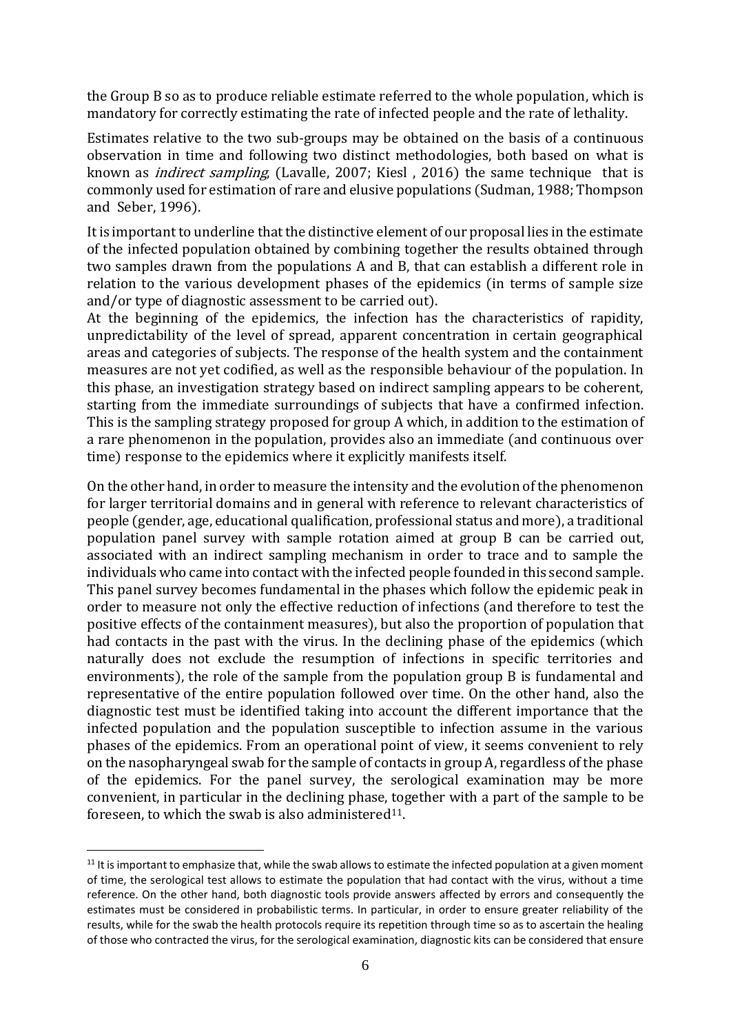the Group B so as to produce reliable estimate referred to the whole population, which is mandatory for correctly estimating the rate of infected people and the rate of lethality.

Estimates relative to the two sub-groups may be obtained on the basis of a continuous observation in time and following two distinct methodologies, both based on what is known as *indirect sampling*, (Lavalle, 2007; Kiesl , 2016) the same technique that is commonly used for estimation of rare and elusive populations (Sudman, 1988; Thompson and Seber, 1996).

It is important to underline that the distinctive element of our proposal lies in the estimate of the infected population obtained by combining together the results obtained through two samples drawn from the populations A and B, that can establish a different role in relation to the various development phases of the epidemics (in terms of sample size and/or type of diagnostic assessment to be carried out).

At the beginning of the epidemics, the infection has the characteristics of rapidity, unpredictability of the level of spread, apparent concentration in certain geographical areas and categories of subjects. The response of the health system and the containment measures are not yet codified, as well as the responsible behaviour of the population. In this phase, an investigation strategy based on indirect sampling appears to be coherent, starting from the immediate surroundings of subjects that have a confirmed infection. This is the sampling strategy proposed for group A which, in addition to the estimation of a rare phenomenon in the population, provides also an immediate (and continuous over time) response to the epidemics where it explicitly manifests itself.

On the other hand, in order to measure the intensity and the evolution of the phenomenon for larger territorial domains and in general with reference to relevant characteristics of people (gender, age, educational qualification, professional status and more), a traditional population panel survey with sample rotation aimed at group B can be carried out, associated with an indirect sampling mechanism in order to trace and to sample the individuals who came into contact with the infected people founded in this second sample. This panel survey becomes fundamental in the phases which follow the epidemic peak in order to measure not only the effective reduction of infections (and therefore to test the positive effects of the containment measures), but also the proportion of population that had contacts in the past with the virus. In the declining phase of the epidemics (which naturally does not exclude the resumption of infections in specific territories and environments), the role of the sample from the population group B is fundamental and representative of the entire population followed over time. On the other hand, also the diagnostic test must be identified taking into account the different importance that the infected population and the population susceptible to infection assume in the various phases of the epidemics. From an operational point of view, it seems convenient to rely on the nasopharyngeal swab for the sample of contacts in group A, regardless of the phase of the epidemics. For the panel survey, the serological examination may be more convenient, in particular in the declining phase, together with a part of the sample to be foreseen, to which the swab is also administered[11].

[11] It is important to emphasize that, while the swab allows to estimate the infected population at a given moment of time, the serological test allows to estimate the population that had contact with the virus, without a time reference. On the other hand, both diagnostic tools provide answers affected by errors and consequently the estimates must be considered in probabilistic terms. In particular, in order to ensure greater reliability of the results, while for the swab the health protocols require its repetition through time so as to ascertain the healing of those who contracted the virus, for the serological examination, diagnostic kits can be considered that ensure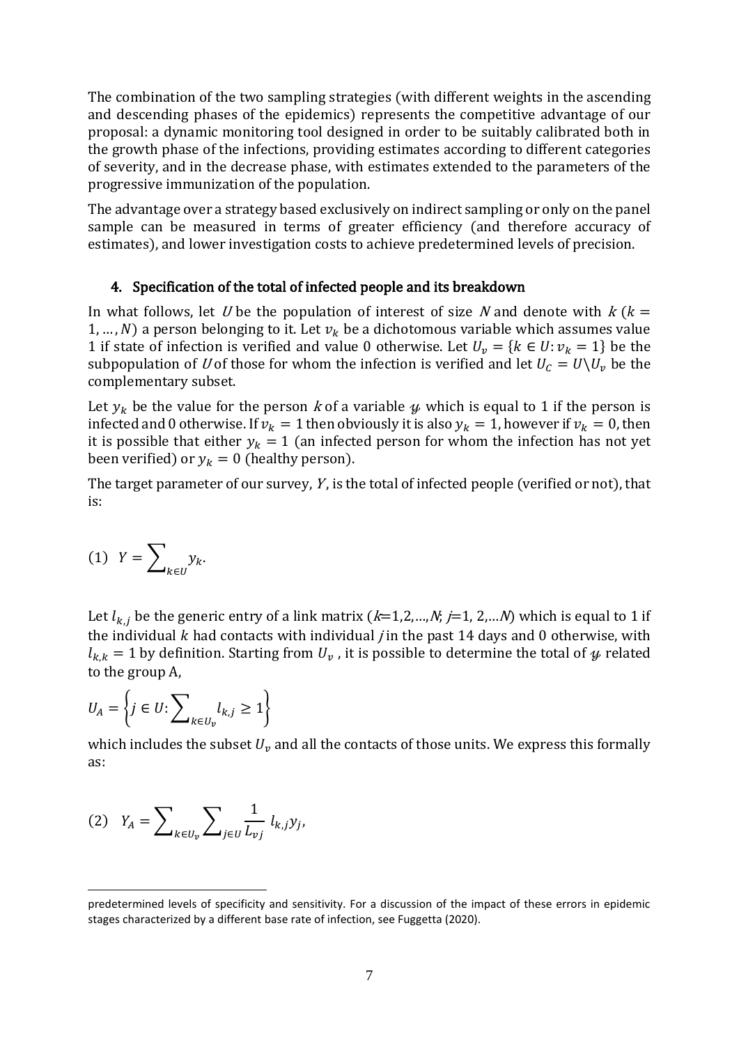The combination of the two sampling strategies (with different weights in the ascending and descending phases of the epidemics) represents the competitive advantage of our proposal: a dynamic monitoring tool designed in order to be suitably calibrated both in the growth phase of the infections, providing estimates according to different categories of severity, and in the decrease phase, with estimates extended to the parameters of the progressive immunization of the population.

The advantage over a strategy based exclusively on indirect sampling or only on the panel sample can be measured in terms of greater efficiency (and therefore accuracy of estimates), and lower investigation costs to achieve predetermined levels of precision.

## 4. Specification of the total of infected people and its breakdown

In what follows, let $U$ be the population of interest of size $N$ and denote with $k$ ($k = 1, \ldots, N$) a person belonging to it. Let $v_k$ be a dichotomous variable which assumes value 1 if state of infection is verified and value 0 otherwise. Let $U_v = \{k \in U: v_k = 1\}$ be the subpopulation of $U$ of those for whom the infection is verified and let $U_C = U \backslash U_v$ be the complementary subset.

Let $y_k$ be the value for the person $k$ of a variable $\mathcal{y}$ which is equal to 1 if the person is infected and 0 otherwise. If $v_k = 1$ then obviously it is also $y_k = 1$, however if $v_k = 0$, then it is possible that either $y_k = 1$ (an infected person for whom the infection has not yet been verified) or $y_k = 0$ (healthy person).

The target parameter of our survey, $Y$, is the total of infected people (verified or not), that is:

$$(1) \quad Y = \sum_{k \in U} y_k.$$

Let $l_{k,j}$ be the generic entry of a link matrix ($k$=1,2,…,$N$; $j$=1, 2,…$N$) which is equal to 1 if the individual $k$ had contacts with individual $j$ in the past 14 days and 0 otherwise, with $l_{k,k} = 1$ by definition. Starting from $U_v$, it is possible to determine the total of $\mathcal{y}$ related to the group A,

$$U_A = \left\{ j \in U: \sum_{k \in U_v} l_{k,j} \geq 1 \right\}$$

which includes the subset $U_v$ and all the contacts of those units. We express this formally as:

$$(2) \quad Y_A = \sum_{k \in U_v} \sum_{j \in U} \frac{1}{L_{vj}} \, l_{k,j} y_j,$$

predetermined levels of specificity and sensitivity. For a discussion of the impact of these errors in epidemic stages characterized by a different base rate of infection, see Fuggetta (2020).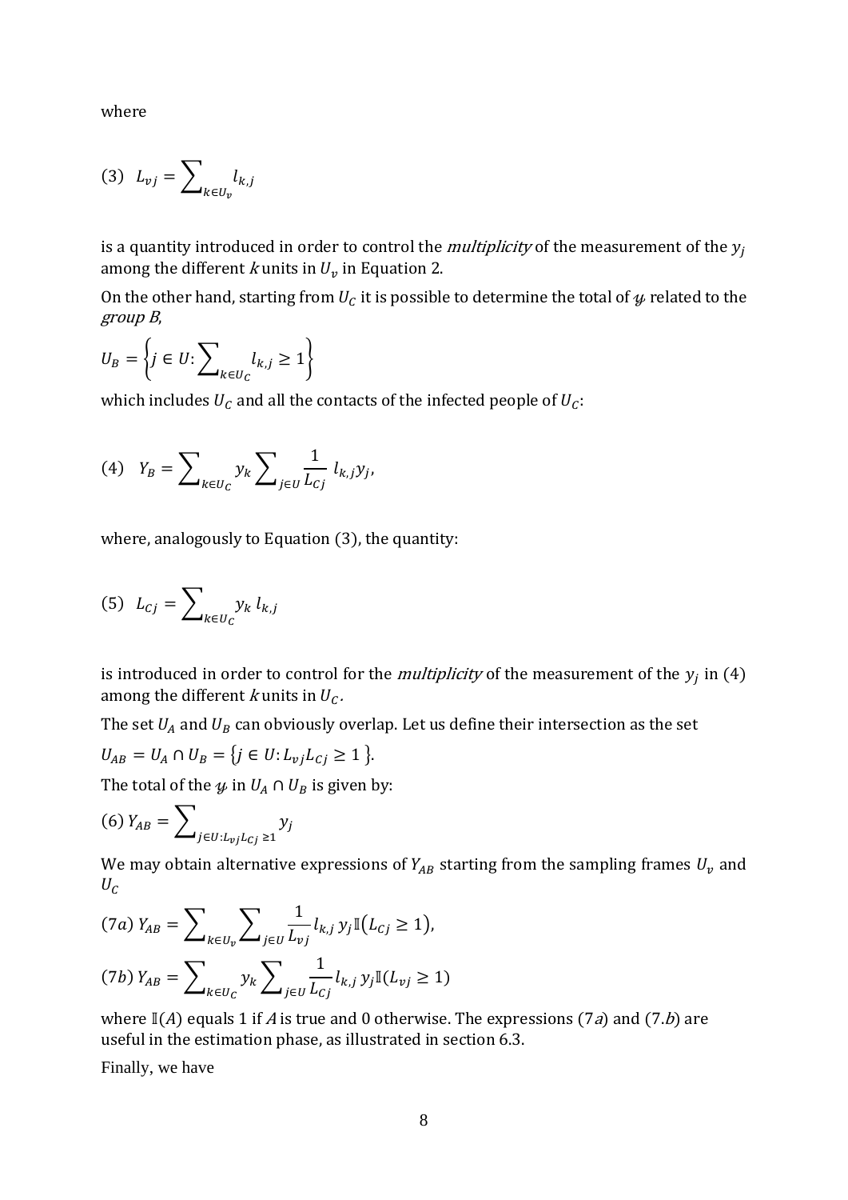where

$$(3)\quad L_{vj} = \sum\nolimits_{k \in U_v} l_{k,j}$$

is a quantity introduced in order to control the *multiplicity* of the measurement of the $y_j$ among the different $k$ units in $U_v$ in Equation 2.

On the other hand, starting from $U_C$ it is possible to determine the total of $\mathcal{y}$ related to the *group B*,

$$U_B = \left\{ j \in U : \sum\nolimits_{k \in U_C} l_{k,j} \geq 1 \right\}$$

which includes $U_C$ and all the contacts of the infected people of $U_C$:

$$(4)\quad Y_B = \sum\nolimits_{k \in U_C} y_k \sum\nolimits_{j \in U} \frac{1}{L_{Cj}}\, l_{k,j} y_j,$$

where, analogously to Equation (3), the quantity:

$$(5)\quad L_{Cj} = \sum\nolimits_{k \in U_C} y_k\, l_{k,j}$$

is introduced in order to control for the *multiplicity* of the measurement of the $y_j$ in (4) among the different $k$ units in $U_C$.

The set $U_A$ and $U_B$ can obviously overlap. Let us define their intersection as the set

$U_{AB} = U_A \cap U_B = \{ j \in U : L_{vj} L_{Cj} \geq 1 \}$.

The total of the $\mathcal{y}$ in $U_A \cap U_B$ is given by:

$$(6)\ Y_{AB} = \sum\nolimits_{j \in U : L_{vj} L_{Cj} \geq 1} y_j$$

We may obtain alternative expressions of $Y_{AB}$ starting from the sampling frames $U_v$ and $U_C$

$$(7a)\ Y_{AB} = \sum\nolimits_{k \in U_v} \sum\nolimits_{j \in U} \frac{1}{L_{vj}} l_{k,j}\, y_j \mathbb{I}(L_{Cj} \geq 1),$$

$$(7b)\ Y_{AB} = \sum\nolimits_{k \in U_C} y_k \sum\nolimits_{j \in U} \frac{1}{L_{Cj}} l_{k,j}\, y_j \mathbb{I}(L_{vj} \geq 1)$$

where $\mathbb{I}(A)$ equals 1 if $A$ is true and 0 otherwise. The expressions (7*a*) and (7.*b*) are useful in the estimation phase, as illustrated in section 6.3.

Finally, we have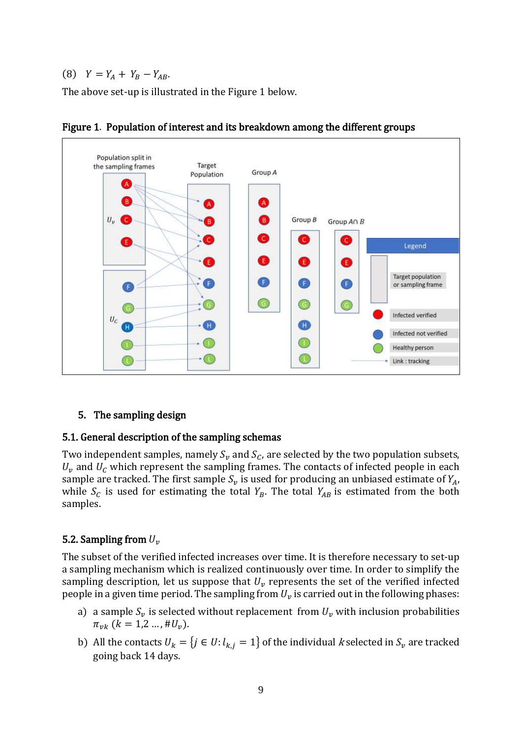(8) $Y = Y_A + Y_B - Y_{AB}$.

The above set-up is illustrated in the Figure 1 below.

**Figure 1. Population of interest and its breakdown among the different groups**

## 5. The sampling design

### 5.1. General description of the sampling schemas

Two independent samples, namely $S_v$ and $S_C$, are selected by the two population subsets, $U_v$ and $U_C$ which represent the sampling frames. The contacts of infected people in each sample are tracked. The first sample $S_v$ is used for producing an unbiased estimate of $Y_A$, while $S_C$ is used for estimating the total $Y_B$. The total $Y_{AB}$ is estimated from the both samples.

### 5.2. Sampling from $U_v$

The subset of the verified infected increases over time. It is therefore necessary to set-up a sampling mechanism which is realized continuously over time. In order to simplify the sampling description, let us suppose that $U_v$ represents the set of the verified infected people in a given time period. The sampling from $U_v$ is carried out in the following phases:

a) a sample $S_v$ is selected without replacement from $U_v$ with inclusion probabilities $\pi_{vk}$ $(k = 1,2 \ldots, \#U_v)$.

b) All the contacts $U_k = \{j \in U: l_{k,j} = 1\}$ of the individual $k$ selected in $S_v$ are tracked going back 14 days.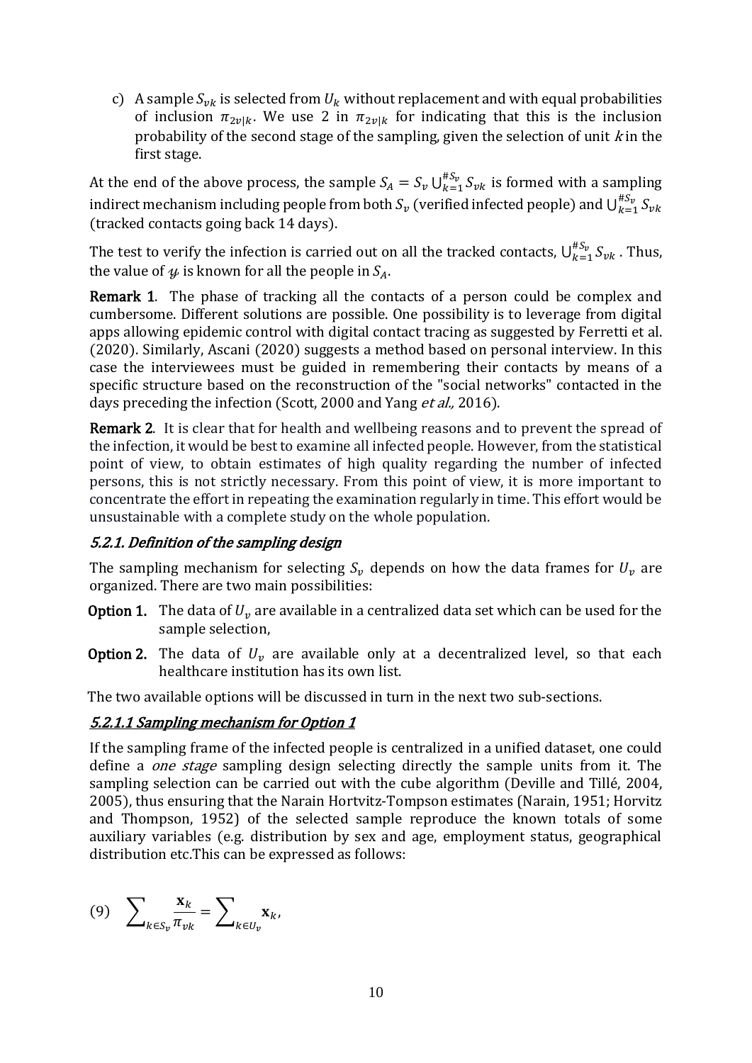c) A sample $S_{vk}$ is selected from $U_k$ without replacement and with equal probabilities of inclusion $\pi_{2v|k}$. We use 2 in $\pi_{2v|k}$ for indicating that this is the inclusion probability of the second stage of the sampling, given the selection of unit $k$ in the first stage.

At the end of the above process, the sample $S_A = S_v \bigcup_{k=1}^{\#S_v} S_{vk}$ is formed with a sampling indirect mechanism including people from both $S_v$ (verified infected people) and $\bigcup_{k=1}^{\#S_v} S_{vk}$ (tracked contacts going back 14 days).

The test to verify the infection is carried out on all the tracked contacts, $\bigcup_{k=1}^{\#S_v} S_{vk}$ . Thus, the value of $y$ is known for all the people in $S_A$.

**Remark 1**. The phase of tracking all the contacts of a person could be complex and cumbersome. Different solutions are possible. One possibility is to leverage from digital apps allowing epidemic control with digital contact tracing as suggested by Ferretti et al. (2020). Similarly, Ascani (2020) suggests a method based on personal interview. In this case the interviewees must be guided in remembering their contacts by means of a specific structure based on the reconstruction of the "social networks" contacted in the days preceding the infection (Scott, 2000 and Yang *et al.,* 2016).

**Remark 2**. It is clear that for health and wellbeing reasons and to prevent the spread of the infection, it would be best to examine all infected people. However, from the statistical point of view, to obtain estimates of high quality regarding the number of infected persons, this is not strictly necessary. From this point of view, it is more important to concentrate the effort in repeating the examination regularly in time. This effort would be unsustainable with a complete study on the whole population.

### *5.2.1. Definition of the sampling design*

The sampling mechanism for selecting $S_v$ depends on how the data frames for $U_v$ are organized. There are two main possibilities:

**Option 1.** The data of $U_v$ are available in a centralized data set which can be used for the sample selection,

**Option 2.** The data of $U_v$ are available only at a decentralized level, so that each healthcare institution has its own list.

The two available options will be discussed in turn in the next two sub-sections.

#### *5.2.1.1 Sampling mechanism for Option 1*

If the sampling frame of the infected people is centralized in a unified dataset, one could define a *one stage* sampling design selecting directly the sample units from it. The sampling selection can be carried out with the cube algorithm (Deville and Tillé, 2004, 2005), thus ensuring that the Narain Hortvitz-Tompson estimates (Narain, 1951; Horvitz and Thompson, 1952) of the selected sample reproduce the known totals of some auxiliary variables (e.g. distribution by sex and age, employment status, geographical distribution etc.This can be expressed as follows:

$$(9) \quad \sum_{k \in S_v} \frac{\mathbf{x}_k}{\pi_{vk}} = \sum_{k \in U_v} \mathbf{x}_k,$$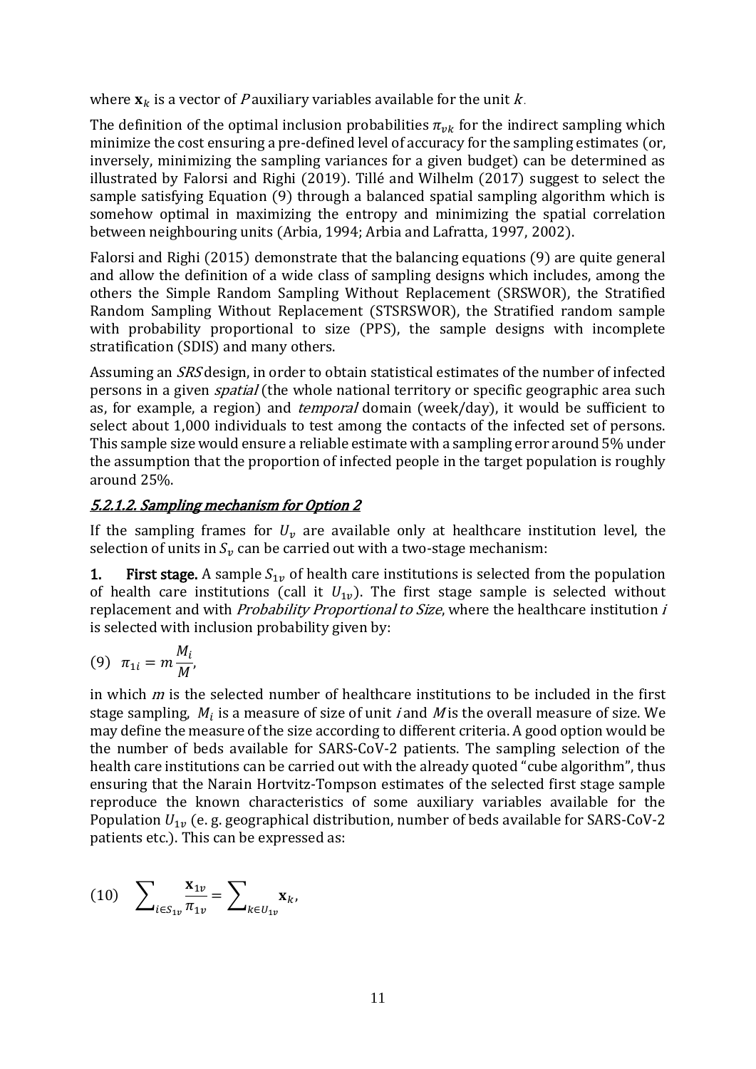where $\mathbf{x}_k$ is a vector of $P$ auxiliary variables available for the unit $k$.

The definition of the optimal inclusion probabilities $\pi_{vk}$ for the indirect sampling which minimize the cost ensuring a pre-defined level of accuracy for the sampling estimates (or, inversely, minimizing the sampling variances for a given budget) can be determined as illustrated by Falorsi and Righi (2019). Tillé and Wilhelm (2017) suggest to select the sample satisfying Equation (9) through a balanced spatial sampling algorithm which is somehow optimal in maximizing the entropy and minimizing the spatial correlation between neighbouring units (Arbia, 1994; Arbia and Lafratta, 1997, 2002).

Falorsi and Righi (2015) demonstrate that the balancing equations (9) are quite general and allow the definition of a wide class of sampling designs which includes, among the others the Simple Random Sampling Without Replacement (SRSWOR), the Stratified Random Sampling Without Replacement (STSRSWOR), the Stratified random sample with probability proportional to size (PPS), the sample designs with incomplete stratification (SDIS) and many others.

Assuming an *SRS* design, in order to obtain statistical estimates of the number of infected persons in a given *spatial* (the whole national territory or specific geographic area such as, for example, a region) and *temporal* domain (week/day), it would be sufficient to select about 1,000 individuals to test among the contacts of the infected set of persons. This sample size would ensure a reliable estimate with a sampling error around 5% under the assumption that the proportion of infected people in the target population is roughly around 25%.

#### *5.2.1.2. Sampling mechanism for Option 2*

If the sampling frames for $U_v$ are available only at healthcare institution level, the selection of units in $S_v$ can be carried out with a two-stage mechanism:

1. **First stage.** A sample $S_{1v}$ of health care institutions is selected from the population of health care institutions (call it $U_{1v}$). The first stage sample is selected without replacement and with *Probability Proportional to Size*, where the healthcare institution $i$ is selected with inclusion probability given by:

$$(9) \quad \pi_{1i} = m\frac{M_i}{M},$$

in which $m$ is the selected number of healthcare institutions to be included in the first stage sampling, $M_i$ is a measure of size of unit $i$ and $M$ is the overall measure of size. We may define the measure of the size according to different criteria. A good option would be the number of beds available for SARS-CoV-2 patients. The sampling selection of the health care institutions can be carried out with the already quoted "cube algorithm", thus ensuring that the Narain Hortvitz-Tompson estimates of the selected first stage sample reproduce the known characteristics of some auxiliary variables available for the Population $U_{1v}$ (e. g. geographical distribution, number of beds available for SARS-CoV-2 patients etc.). This can be expressed as:

$$(10) \quad \sum\nolimits_{i \in S_{1v}} \frac{\mathbf{x}_{1v}}{\pi_{1v}} = \sum\nolimits_{k \in U_{1v}} \mathbf{x}_k,$$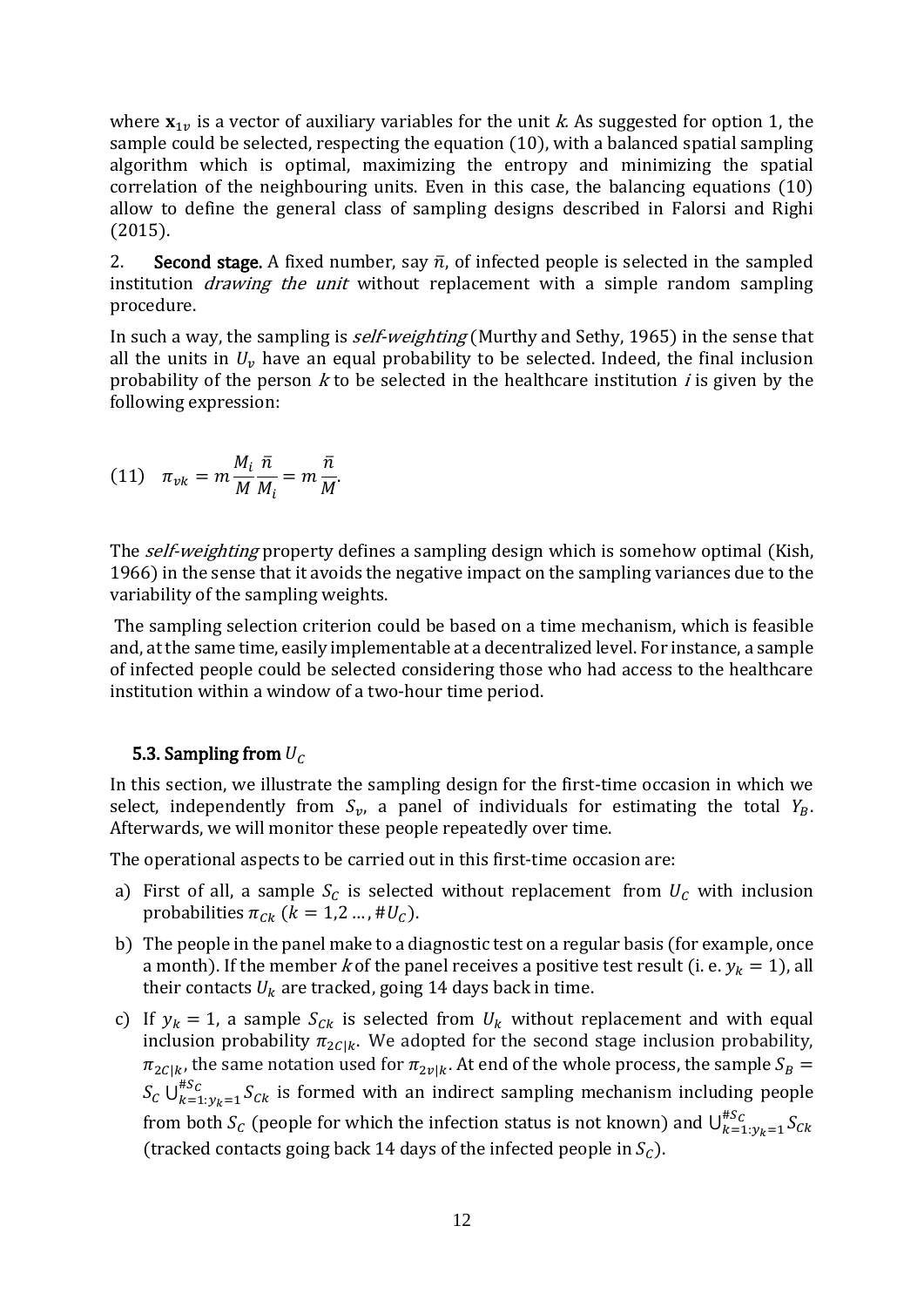where $\mathbf{x}_{1v}$ is a vector of auxiliary variables for the unit *k*. As suggested for option 1, the sample could be selected, respecting the equation (10), with a balanced spatial sampling algorithm which is optimal, maximizing the entropy and minimizing the spatial correlation of the neighbouring units. Even in this case, the balancing equations (10) allow to define the general class of sampling designs described in Falorsi and Righi (2015).

2. **Second stage.** A fixed number, say $\bar{n}$, of infected people is selected in the sampled institution *drawing the unit* without replacement with a simple random sampling procedure.

In such a way, the sampling is *self-weighting* (Murthy and Sethy, 1965) in the sense that all the units in $U_v$ have an equal probability to be selected. Indeed, the final inclusion probability of the person *k* to be selected in the healthcare institution *i* is given by the following expression:

$$(11) \quad \pi_{vk} = m\frac{M_i}{M}\frac{\bar{n}}{M_i} = m\frac{\bar{n}}{M}.$$

The *self-weighting* property defines a sampling design which is somehow optimal (Kish, 1966) in the sense that it avoids the negative impact on the sampling variances due to the variability of the sampling weights.

The sampling selection criterion could be based on a time mechanism, which is feasible and, at the same time, easily implementable at a decentralized level. For instance, a sample of infected people could be selected considering those who had access to the healthcare institution within a window of a two-hour time period.

### 5.3. Sampling from $U_C$

In this section, we illustrate the sampling design for the first-time occasion in which we select, independently from $S_v$, a panel of individuals for estimating the total $Y_B$. Afterwards, we will monitor these people repeatedly over time.

The operational aspects to be carried out in this first-time occasion are:

a) First of all, a sample $S_C$ is selected without replacement from $U_C$ with inclusion probabilities $\pi_{Ck}$ $(k = 1,2 \dots, \#U_C)$.

b) The people in the panel make to a diagnostic test on a regular basis (for example, once a month). If the member *k* of the panel receives a positive test result (i. e. $y_k = 1$), all their contacts $U_k$ are tracked, going 14 days back in time.

c) If $y_k = 1$, a sample $S_{Ck}$ is selected from $U_k$ without replacement and with equal inclusion probability $\pi_{2C|k}$. We adopted for the second stage inclusion probability, $\pi_{2C|k}$, the same notation used for $\pi_{2v|k}$. At end of the whole process, the sample $S_B = S_C \bigcup_{k=1:y_k=1}^{\#S_C} S_{Ck}$ is formed with an indirect sampling mechanism including people from both $S_C$ (people for which the infection status is not known) and $\bigcup_{k=1:y_k=1}^{\#S_C} S_{Ck}$ (tracked contacts going back 14 days of the infected people in $S_C$).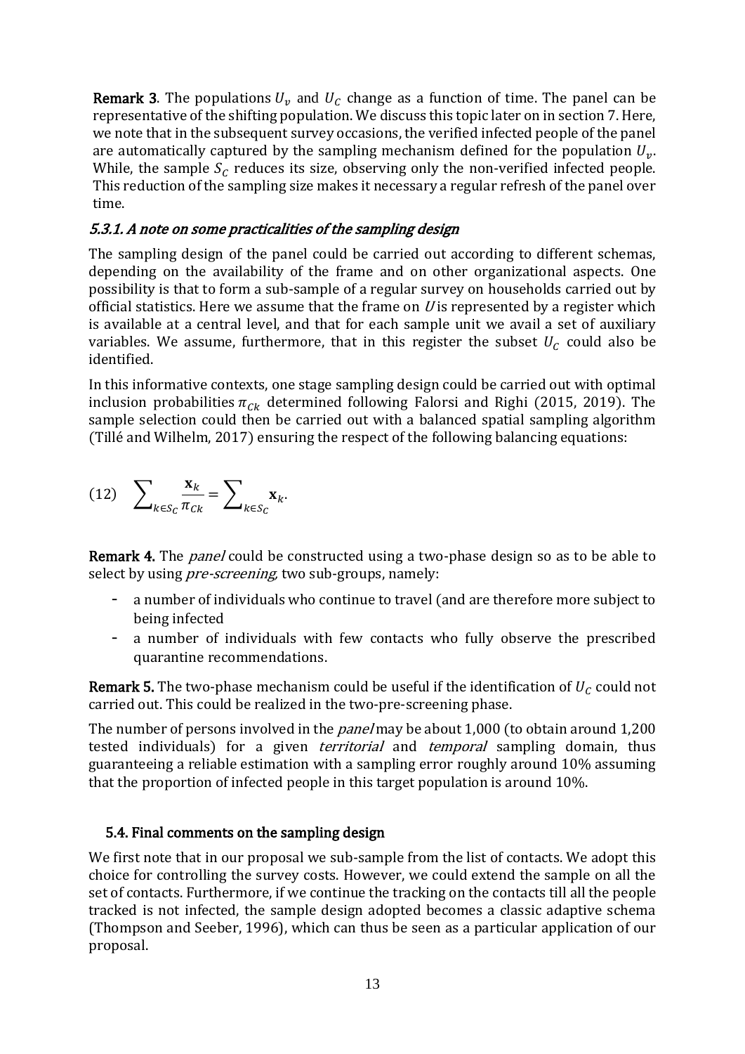**Remark 3**. The populations $U_v$ and $U_C$ change as a function of time. The panel can be representative of the shifting population. We discuss this topic later on in section 7. Here, we note that in the subsequent survey occasions, the verified infected people of the panel are automatically captured by the sampling mechanism defined for the population $U_v$. While, the sample $S_C$ reduces its size, observing only the non-verified infected people. This reduction of the sampling size makes it necessary a regular refresh of the panel over time.

### *5.3.1. A note on some practicalities of the sampling design*

The sampling design of the panel could be carried out according to different schemas, depending on the availability of the frame and on other organizational aspects. One possibility is that to form a sub-sample of a regular survey on households carried out by official statistics. Here we assume that the frame on $U$ is represented by a register which is available at a central level, and that for each sample unit we avail a set of auxiliary variables. We assume, furthermore, that in this register the subset $U_C$ could also be identified.

In this informative contexts, one stage sampling design could be carried out with optimal inclusion probabilities $\pi_{Ck}$ determined following Falorsi and Righi (2015, 2019). The sample selection could then be carried out with a balanced spatial sampling algorithm (Tillé and Wilhelm, 2017) ensuring the respect of the following balancing equations:

$$(12) \quad \sum_{k \in S_C} \frac{\mathbf{x}_k}{\pi_{Ck}} = \sum_{k \in S_C} \mathbf{x}_k.$$

**Remark 4.** The *panel* could be constructed using a two-phase design so as to be able to select by using *pre-screening*, two sub-groups, namely:

- a number of individuals who continue to travel (and are therefore more subject to being infected
- a number of individuals with few contacts who fully observe the prescribed quarantine recommendations.

**Remark 5.** The two-phase mechanism could be useful if the identification of $U_C$ could not carried out. This could be realized in the two-pre-screening phase.

The number of persons involved in the *panel* may be about 1,000 (to obtain around 1,200 tested individuals) for a given *territorial* and *temporal* sampling domain, thus guaranteeing a reliable estimation with a sampling error roughly around 10% assuming that the proportion of infected people in this target population is around 10%.

## 5.4. Final comments on the sampling design

We first note that in our proposal we sub-sample from the list of contacts. We adopt this choice for controlling the survey costs. However, we could extend the sample on all the set of contacts. Furthermore, if we continue the tracking on the contacts till all the people tracked is not infected, the sample design adopted becomes a classic adaptive schema (Thompson and Seeber, 1996), which can thus be seen as a particular application of our proposal.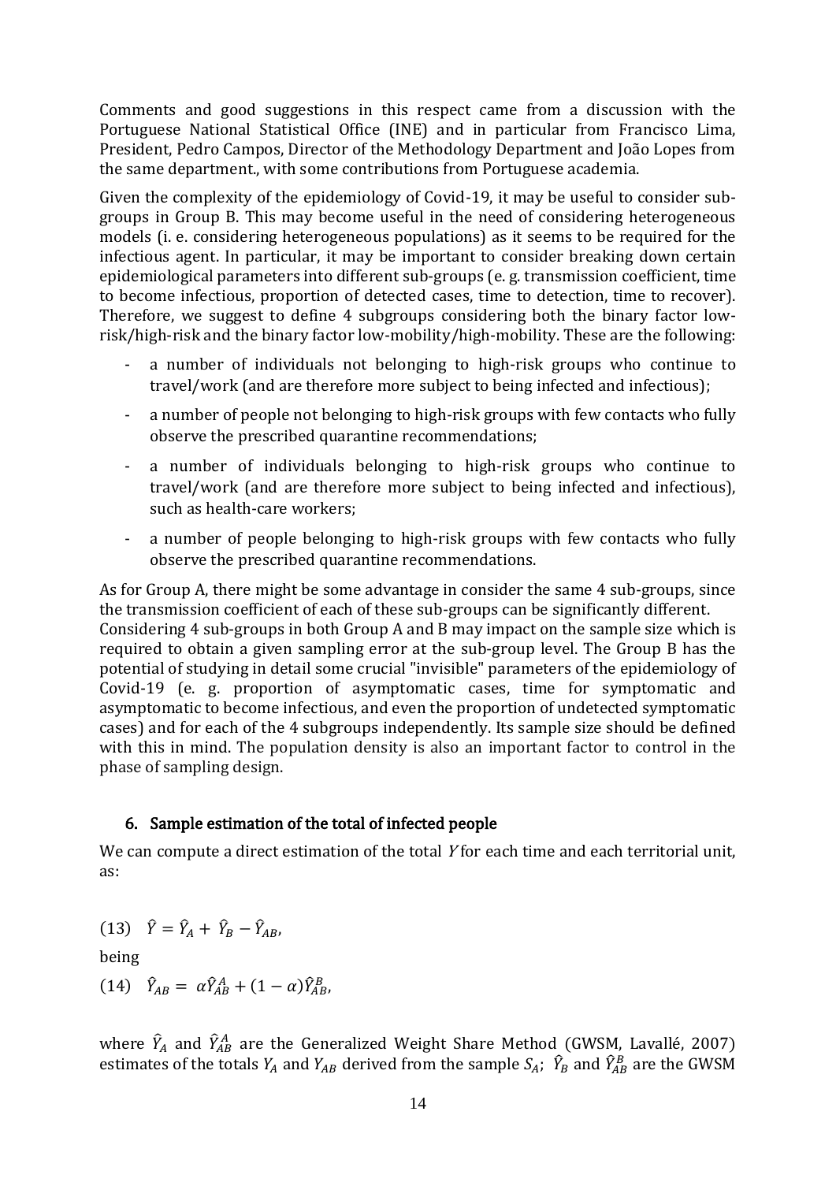Comments and good suggestions in this respect came from a discussion with the Portuguese National Statistical Office (INE) and in particular from Francisco Lima, President, Pedro Campos, Director of the Methodology Department and João Lopes from the same department., with some contributions from Portuguese academia.

Given the complexity of the epidemiology of Covid-19, it may be useful to consider sub-groups in Group B. This may become useful in the need of considering heterogeneous models (i. e. considering heterogeneous populations) as it seems to be required for the infectious agent. In particular, it may be important to consider breaking down certain epidemiological parameters into different sub-groups (e. g. transmission coefficient, time to become infectious, proportion of detected cases, time to detection, time to recover). Therefore, we suggest to define 4 subgroups considering both the binary factor low-risk/high-risk and the binary factor low-mobility/high-mobility. These are the following:

- a number of individuals not belonging to high-risk groups who continue to travel/work (and are therefore more subject to being infected and infectious);
- a number of people not belonging to high-risk groups with few contacts who fully observe the prescribed quarantine recommendations;
- a number of individuals belonging to high-risk groups who continue to travel/work (and are therefore more subject to being infected and infectious), such as health-care workers;
- a number of people belonging to high-risk groups with few contacts who fully observe the prescribed quarantine recommendations.

As for Group A, there might be some advantage in consider the same 4 sub-groups, since the transmission coefficient of each of these sub-groups can be significantly different.
Considering 4 sub-groups in both Group A and B may impact on the sample size which is required to obtain a given sampling error at the sub-group level. The Group B has the potential of studying in detail some crucial "invisible" parameters of the epidemiology of Covid-19 (e. g. proportion of asymptomatic cases, time for symptomatic and asymptomatic to become infectious, and even the proportion of undetected symptomatic cases) and for each of the 4 subgroups independently. Its sample size should be defined with this in mind. The population density is also an important factor to control in the phase of sampling design.

## 6. Sample estimation of the total of infected people

We can compute a direct estimation of the total $Y$ for each time and each territorial unit, as:

$$(13) \quad \hat{Y} = \hat{Y}_A + \hat{Y}_B - \hat{Y}_{AB},$$

being

$$(14) \quad \hat{Y}_{AB} = \alpha \hat{Y}_{AB}^{A} + (1-\alpha)\hat{Y}_{AB}^{B},$$

where $\hat{Y}_A$ and $\hat{Y}_{AB}^{A}$ are the Generalized Weight Share Method (GWSM, Lavallé, 2007) estimates of the totals $Y_A$ and $Y_{AB}$ derived from the sample $S_A$; $\hat{Y}_B$ and $\hat{Y}_{AB}^{B}$ are the GWSM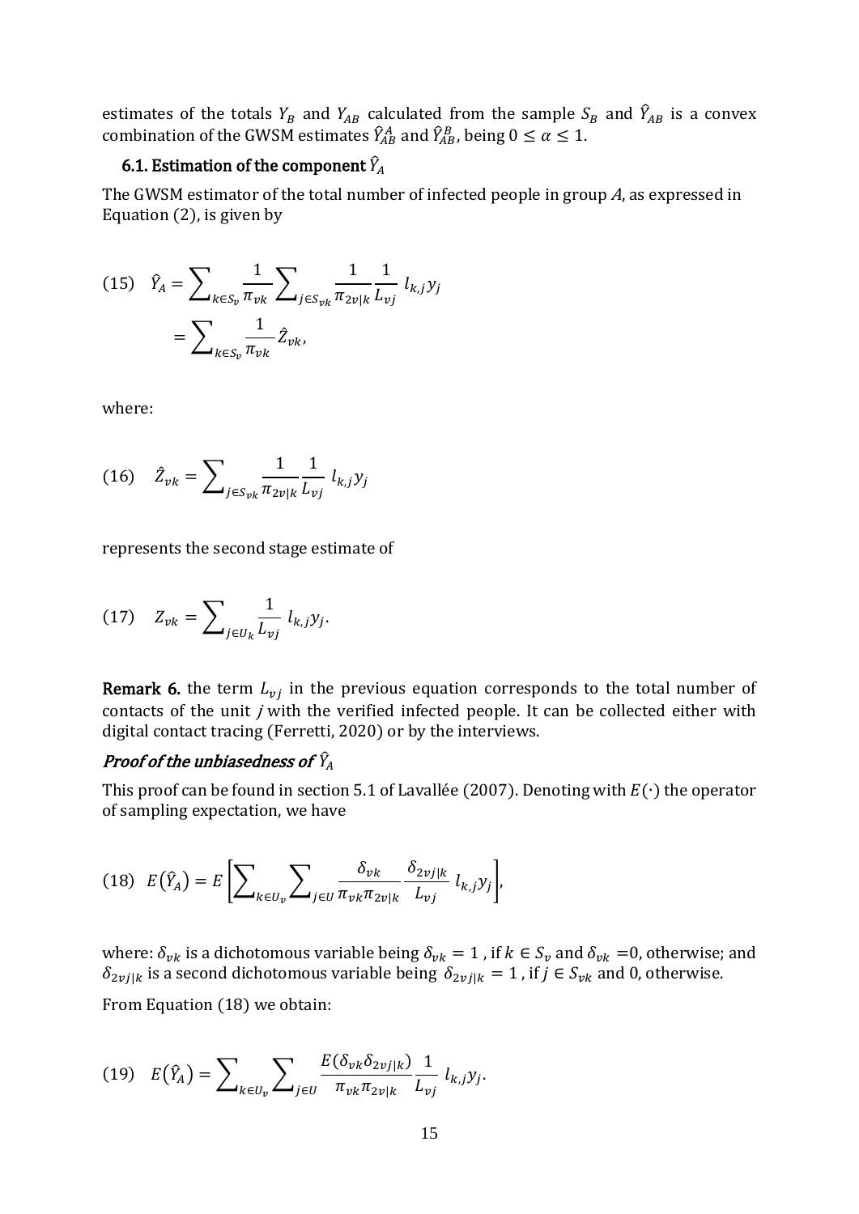estimates of the totals $Y_B$ and $Y_{AB}$ calculated from the sample $S_B$ and $\hat{Y}_{AB}$ is a convex combination of the GWSM estimates $\hat{Y}_{AB}^A$ and $\hat{Y}_{AB}^B$, being $0 \leq \alpha \leq 1$.

### 6.1. Estimation of the component $\hat{Y}_A$

The GWSM estimator of the total number of infected people in group $A$, as expressed in Equation (2), is given by

$$
(15) \quad \hat{Y}_A = \sum_{k \in S_v} \frac{1}{\pi_{vk}} \sum_{j \in S_{vk}} \frac{1}{\pi_{2v|k}} \frac{1}{L_{vj}} \, l_{k,j} y_j = \sum_{k \in S_v} \frac{1}{\pi_{vk}} \hat{Z}_{vk},
$$

where:

$$
(16) \quad \hat{Z}_{vk} = \sum_{j \in S_{vk}} \frac{1}{\pi_{2v|k}} \frac{1}{L_{vj}} \, l_{k,j} y_j
$$

represents the second stage estimate of

$$
(17) \quad Z_{vk} = \sum_{j \in U_k} \frac{1}{L_{vj}} \, l_{k,j} y_j.
$$

**Remark 6.** the term $L_{vj}$ in the previous equation corresponds to the total number of contacts of the unit *j* with the verified infected people. It can be collected either with digital contact tracing (Ferretti, 2020) or by the interviews.

#### *Proof of the unbiasedness of $\hat{Y}_A$*

This proof can be found in section 5.1 of Lavallée (2007). Denoting with $E(\cdot)$ the operator of sampling expectation, we have

$$
(18) \quad E(\hat{Y}_A) = E\left[\sum_{k \in U_v} \sum_{j \in U} \frac{\delta_{vk}}{\pi_{vk}\pi_{2v|k}} \frac{\delta_{2vj|k}}{L_{vj}} \, l_{k,j} y_j\right],
$$

where: $\delta_{vk}$ is a dichotomous variable being $\delta_{vk} = 1$ , if $k \in S_v$ and $\delta_{vk} = 0$, otherwise; and $\delta_{2vj|k}$ is a second dichotomous variable being $\delta_{2vj|k} = 1$ , if $j \in S_{vk}$ and 0, otherwise.

From Equation (18) we obtain:

$$
(19) \quad E(\hat{Y}_A) = \sum_{k \in U_v} \sum_{j \in U} \frac{E(\delta_{vk}\delta_{2vj|k})}{\pi_{vk}\pi_{2v|k}} \frac{1}{L_{vj}} \, l_{k,j} y_j.
$$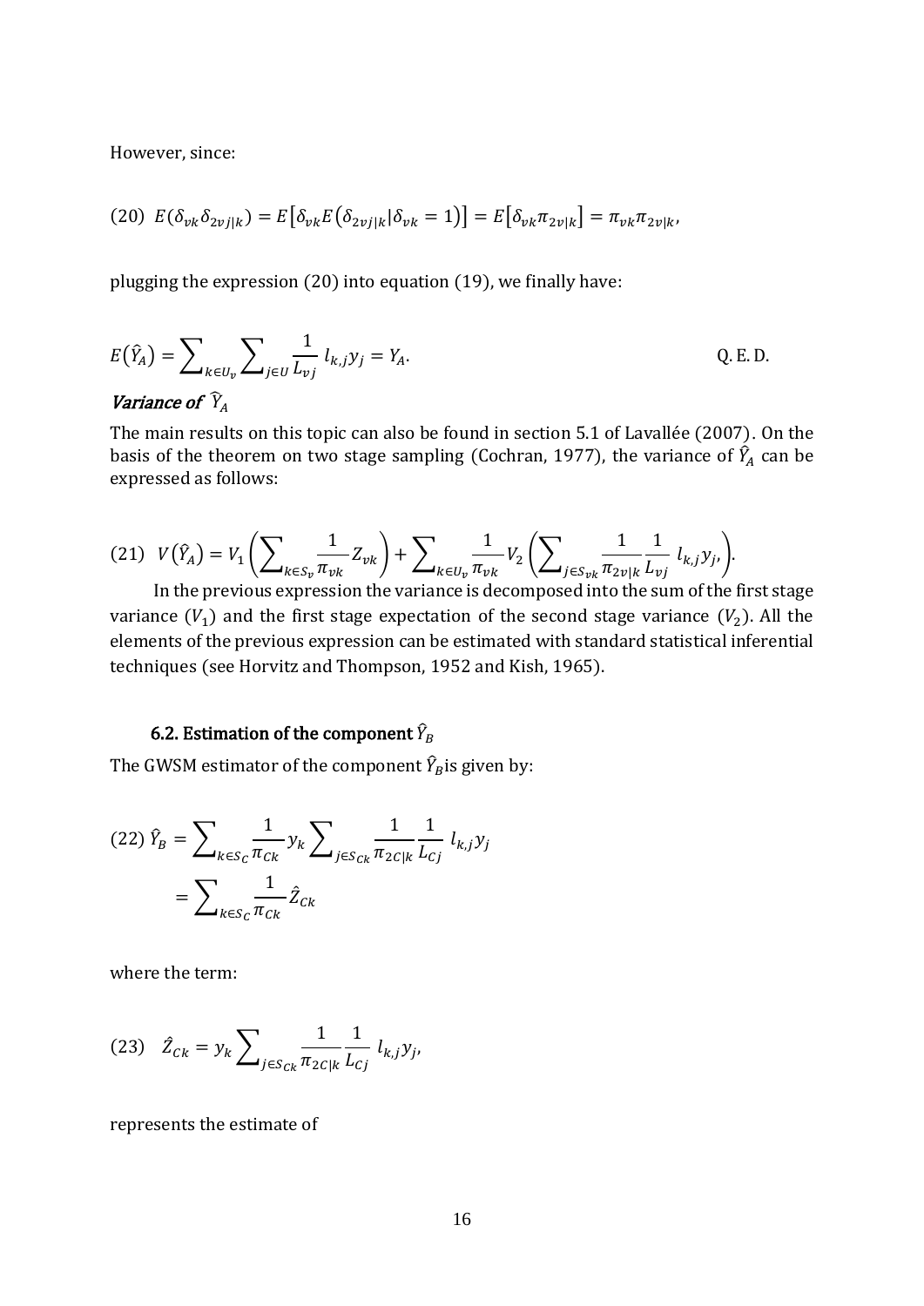However, since:

$$(20)\quad E(\delta_{vk}\delta_{2vj|k}) = E\left[\delta_{vk}E\left(\delta_{2vj|k}|\delta_{vk}=1\right)\right] = E\left[\delta_{vk}\pi_{2v|k}\right] = \pi_{vk}\pi_{2v|k},$$

plugging the expression (20) into equation (19), we finally have:

$$E(\hat{Y}_A) = \sum_{k\in U_v}\sum_{j\in U}\frac{1}{L_{vj}}\, l_{k,j}y_j = Y_A. \qquad \text{Q. E. D.}$$

### *Variance of* $\hat{Y}_A$

The main results on this topic can also be found in section 5.1 of Lavallée (2007). On the basis of the theorem on two stage sampling (Cochran, 1977), the variance of $\hat{Y}_A$ can be expressed as follows:

$$(21)\quad V(\hat{Y}_A) = V_1\left(\sum_{k\in S_v}\frac{1}{\pi_{vk}}Z_{vk}\right) + \sum_{k\in U_v}\frac{1}{\pi_{vk}}V_2\left(\sum_{j\in S_{vk}}\frac{1}{\pi_{2v|k}}\frac{1}{L_{vj}}\, l_{k,j}y_j,\right).$$

In the previous expression the variance is decomposed into the sum of the first stage variance ($V_1$) and the first stage expectation of the second stage variance ($V_2$). All the elements of the previous expression can be estimated with standard statistical inferential techniques (see Horvitz and Thompson, 1952 and Kish, 1965).

## 6.2. Estimation of the component $\hat{Y}_B$

The GWSM estimator of the component $\hat{Y}_B$is given by:

$$\begin{aligned}(22)\ \hat{Y}_B &= \sum_{k\in S_C}\frac{1}{\pi_{Ck}}y_k\sum_{j\in S_{Ck}}\frac{1}{\pi_{2C|k}}\frac{1}{L_{Cj}}\, l_{k,j}y_j \\ &= \sum_{k\in S_C}\frac{1}{\pi_{Ck}}\hat{Z}_{Ck}\end{aligned}$$

where the term:

$$(23)\quad \hat{Z}_{Ck} = y_k\sum_{j\in S_{Ck}}\frac{1}{\pi_{2C|k}}\frac{1}{L_{Cj}}\, l_{k,j}y_j,$$

represents the estimate of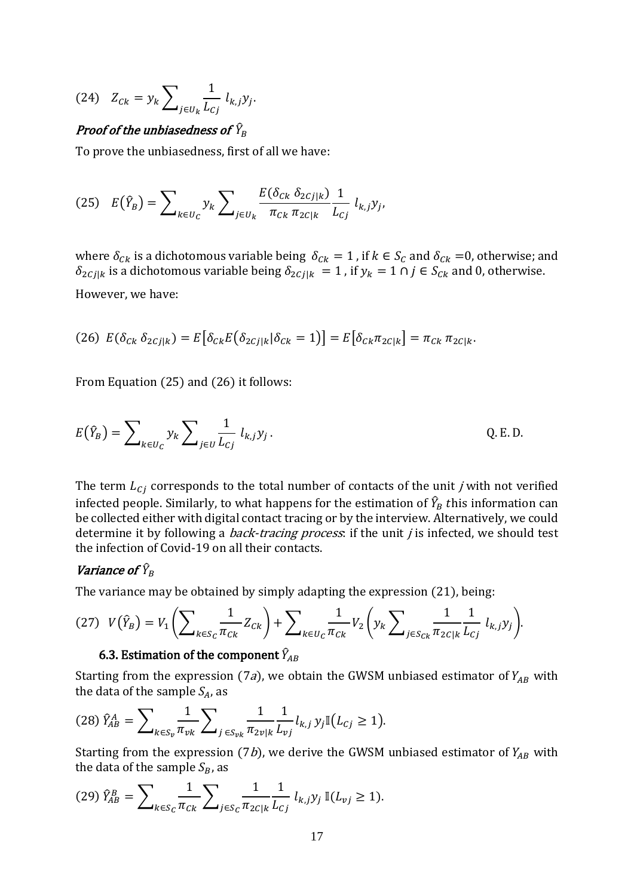$$(24) \quad Z_{Ck} = y_k \sum\nolimits_{j \in U_k} \frac{1}{L_{Cj}} \; l_{k,j} y_j.$$

***Proof of the unbiasedness of*** $\hat{Y}_B$

To prove the unbiasedness, first of all we have:

$$(25) \quad E(\hat{Y}_B) = \sum\nolimits_{k \in U_C} y_k \sum\nolimits_{j \in U_k} \frac{E(\delta_{Ck} \; \delta_{2Cj|k})}{\pi_{Ck} \; \pi_{2C|k}} \frac{1}{L_{Cj}} \; l_{k,j} y_j,$$

where $\delta_{Ck}$ is a dichotomous variable being $\delta_{Ck} = 1$ , if $k \in S_C$ and $\delta_{Ck} = 0$, otherwise; and $\delta_{2Cj|k}$ is a dichotomous variable being $\delta_{2Cj|k} = 1$ , if $y_k = 1 \cap j \in S_{Ck}$ and 0, otherwise.

However, we have:

$$(26) \; E(\delta_{Ck} \; \delta_{2Cj|k}) = E\big[\delta_{Ck} E\big(\delta_{2Cj|k} | \delta_{Ck} = 1\big)\big] = E\big[\delta_{Ck} \pi_{2C|k}\big] = \pi_{Ck} \; \pi_{2C|k}.$$

From Equation (25) and (26) it follows:

$$E(\hat{Y}_B) = \sum\nolimits_{k \in U_C} y_k \sum\nolimits_{j \in U} \frac{1}{L_{Cj}} \; l_{k,j} y_j \, . \qquad \text{Q. E. D.}$$

The term $L_{Cj}$ corresponds to the total number of contacts of the unit *j* with not verified infected people. Similarly, to what happens for the estimation of $\hat{Y}_B$ *t*his information can be collected either with digital contact tracing or by the interview. Alternatively, we could determine it by following a *back-tracing process*: if the unit *j* is infected, we should test the infection of Covid-19 on all their contacts.

***Variance of*** $\hat{Y}_B$

The variance may be obtained by simply adapting the expression (21), being:

$$(27) \quad V(\hat{Y}_B) = V_1 \left( \sum\nolimits_{k \in S_C} \frac{1}{\pi_{Ck}} Z_{Ck} \right) + \sum\nolimits_{k \in U_C} \frac{1}{\pi_{Ck}} V_2 \left( y_k \sum\nolimits_{j \in S_{Ck}} \frac{1}{\pi_{2C|k}} \frac{1}{L_{Cj}} \; l_{k,j} y_j \right).$$

### 6.3. Estimation of the component $\hat{Y}_{AB}$

Starting from the expression (7*a*), we obtain the GWSM unbiased estimator of $Y_{AB}$ with the data of the sample $S_A$, as

$$(28) \; \hat{Y}_{AB}^{A} = \sum\nolimits_{k \in S_v} \frac{1}{\pi_{vk}} \sum\nolimits_{j \in S_{vk}} \frac{1}{\pi_{2v|k}} \frac{1}{L_{vj}} l_{k,j} \, y_j \mathbb{I}\big(L_{Cj} \geq 1\big).$$

Starting from the expression (7*b*), we derive the GWSM unbiased estimator of $Y_{AB}$ with the data of the sample $S_B$, as

$$(29) \; \hat{Y}_{AB}^{B} = \sum\nolimits_{k \in S_C} \frac{1}{\pi_{Ck}} \sum\nolimits_{j \in S_C} \frac{1}{\pi_{2C|k}} \frac{1}{L_{Cj}} \; l_{k,j} y_j \; \mathbb{I}(L_{vj} \geq 1).$$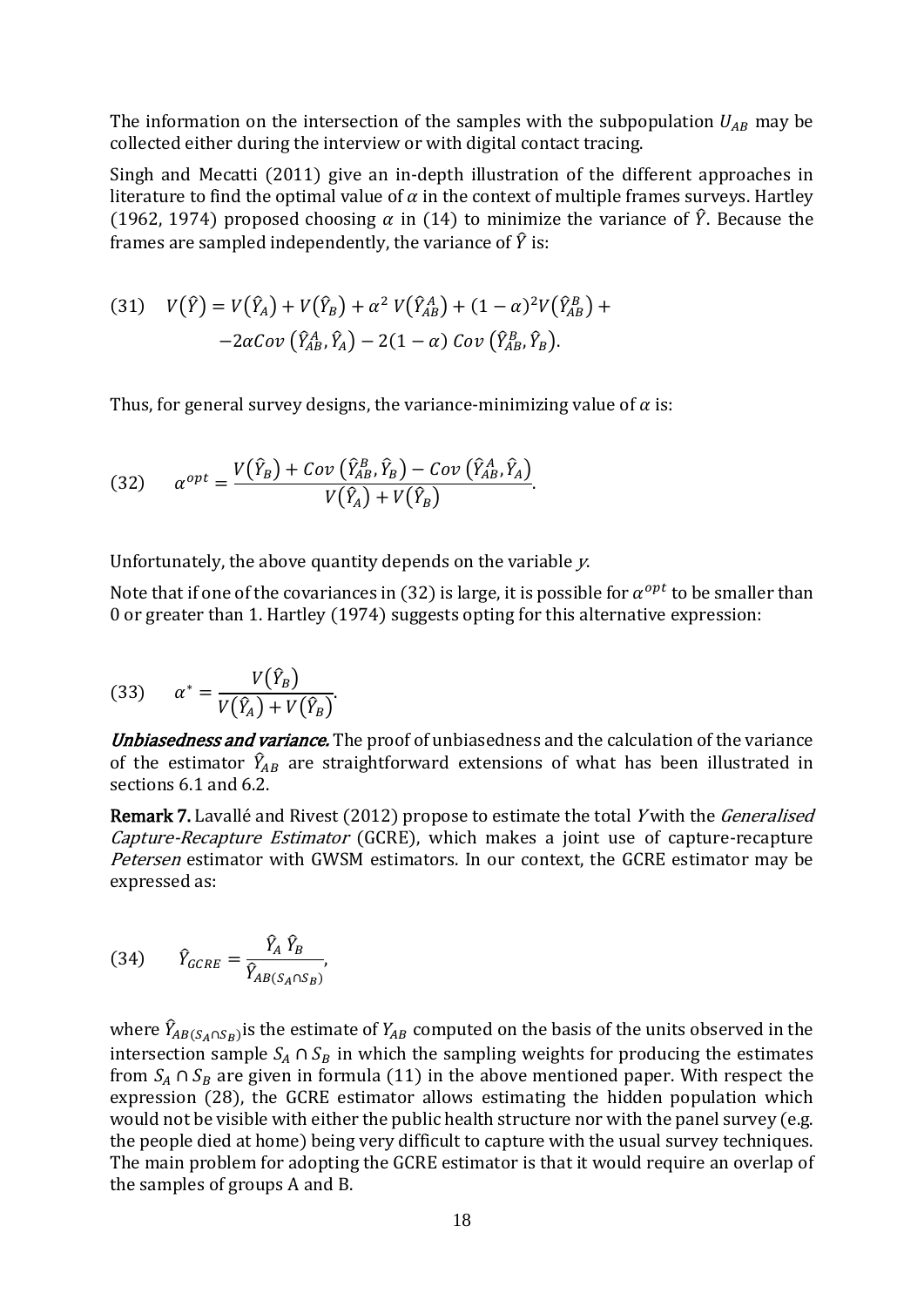The information on the intersection of the samples with the subpopulation $U_{AB}$ may be collected either during the interview or with digital contact tracing.

Singh and Mecatti (2011) give an in-depth illustration of the different approaches in literature to find the optimal value of $\alpha$ in the context of multiple frames surveys. Hartley (1962, 1974) proposed choosing $\alpha$ in (14) to minimize the variance of $\hat{Y}$. Because the frames are sampled independently, the variance of $\hat{Y}$ is:

$$(31) \quad V(\hat{Y}) = V(\hat{Y}_A) + V(\hat{Y}_B) + \alpha^2\, V(\hat{Y}_{AB}^A) + (1-\alpha)^2 V(\hat{Y}_{AB}^B) + \\ -2\alpha Cov\,(\hat{Y}_{AB}^A, \hat{Y}_A) - 2(1-\alpha)\, Cov\,(\hat{Y}_{AB}^B, \hat{Y}_B).$$

Thus, for general survey designs, the variance-minimizing value of $\alpha$ is:

$$(32) \qquad \alpha^{opt} = \frac{V(\hat{Y}_B) + Cov\,(\hat{Y}_{AB}^B, \hat{Y}_B) - Cov\,(\hat{Y}_{AB}^A, \hat{Y}_A)}{V(\hat{Y}_A) + V(\hat{Y}_B)}.$$

Unfortunately, the above quantity depends on the variable *y*.

Note that if one of the covariances in (32) is large, it is possible for $\alpha^{opt}$ to be smaller than 0 or greater than 1. Hartley (1974) suggests opting for this alternative expression:

$$(33) \qquad \alpha^* = \frac{V(\hat{Y}_B)}{V(\hat{Y}_A) + V(\hat{Y}_B)}.$$

***Unbiasedness and variance.*** The proof of unbiasedness and the calculation of the variance of the estimator $\hat{Y}_{AB}$ are straightforward extensions of what has been illustrated in sections 6.1 and 6.2.

**Remark 7.** Lavallé and Rivest (2012) propose to estimate the total *Y* with the *Generalised Capture-Recapture Estimator* (GCRE), which makes a joint use of capture-recapture *Petersen* estimator with GWSM estimators. In our context, the GCRE estimator may be expressed as:

$$(34) \qquad \hat{Y}_{GCRE} = \frac{\hat{Y}_A\, \hat{Y}_B}{\hat{Y}_{AB(S_A \cap S_B)}},$$

where $\hat{Y}_{AB(S_A \cap S_B)}$ is the estimate of $Y_{AB}$ computed on the basis of the units observed in the intersection sample $S_A \cap S_B$ in which the sampling weights for producing the estimates from $S_A \cap S_B$ are given in formula (11) in the above mentioned paper. With respect the expression (28), the GCRE estimator allows estimating the hidden population which would not be visible with either the public health structure nor with the panel survey (e.g. the people died at home) being very difficult to capture with the usual survey techniques. The main problem for adopting the GCRE estimator is that it would require an overlap of the samples of groups A and B.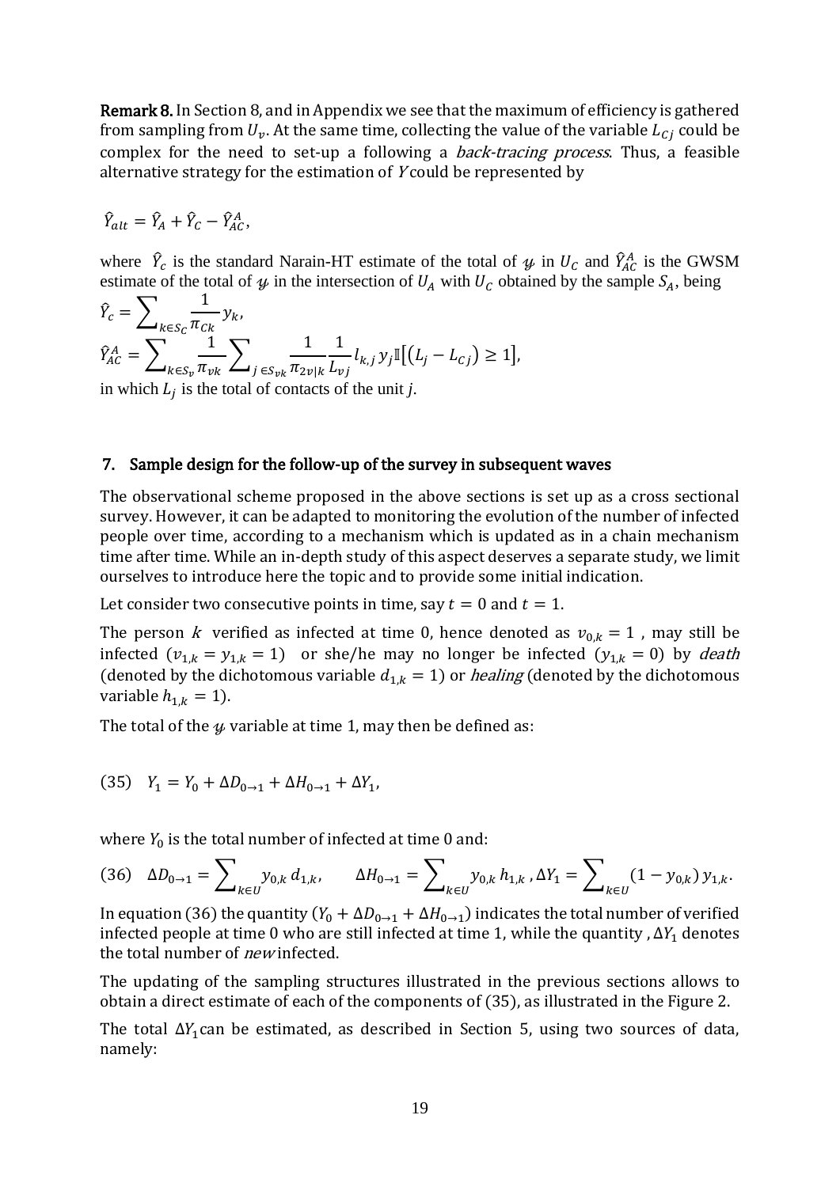**Remark 8.** In Section 8, and in Appendix we see that the maximum of efficiency is gathered from sampling from $U_v$. At the same time, collecting the value of the variable $L_{Cj}$ could be complex for the need to set-up a following a *back-tracing process*. Thus, a feasible alternative strategy for the estimation of $Y$ could be represented by

$$\hat{Y}_{alt} = \hat{Y}_A + \hat{Y}_C - \hat{Y}_{AC}^A,$$

where $\hat{Y}_c$ is the standard Narain-HT estimate of the total of $\mathcal{y}$ in $U_C$ and $\hat{Y}_{AC}^A$ is the GWSM estimate of the total of $\mathcal{y}$ in the intersection of $U_A$ with $U_C$ obtained by the sample $S_A$, being

$$\hat{Y}_c = \sum_{k \in S_C} \frac{1}{\pi_{Ck}} y_k,$$

$$\hat{Y}_{AC}^A = \sum_{k \in S_v} \frac{1}{\pi_{vk}} \sum_{j \in S_{vk}} \frac{1}{\pi_{2v|k}} \frac{1}{L_{vj}} l_{k,j} \, y_j \mathbb{I}\left[\left(L_j - L_{Cj}\right) \geq 1\right],$$

in which $L_j$ is the total of contacts of the unit *j*.

## 7. Sample design for the follow-up of the survey in subsequent waves

The observational scheme proposed in the above sections is set up as a cross sectional survey. However, it can be adapted to monitoring the evolution of the number of infected people over time, according to a mechanism which is updated as in a chain mechanism time after time. While an in-depth study of this aspect deserves a separate study, we limit ourselves to introduce here the topic and to provide some initial indication.

Let consider two consecutive points in time, say $t = 0$ and $t = 1$.

The person $k$ verified as infected at time 0, hence denoted as $v_{0,k} = 1$ , may still be infected ($v_{1,k} = y_{1,k} = 1$) or she/he may no longer be infected ($y_{1,k} = 0$) by *death* (denoted by the dichotomous variable $d_{1,k} = 1$) or *healing* (denoted by the dichotomous variable $h_{1,k} = 1$).

The total of the $\mathcal{y}$ variable at time 1, may then be defined as:

$$(35) \quad Y_1 = Y_0 + \Delta D_{0 \to 1} + \Delta H_{0 \to 1} + \Delta Y_1,$$

where $Y_0$ is the total number of infected at time 0 and:

$$(36) \quad \Delta D_{0 \to 1} = \sum_{k \in U} y_{0,k} \, d_{1,k}, \qquad \Delta H_{0 \to 1} = \sum_{k \in U} y_{0,k} \, h_{1,k} \, , \Delta Y_1 = \sum_{k \in U} (1 - y_{0,k}) \, y_{1,k}.$$

In equation (36) the quantity $(Y_0 + \Delta D_{0 \to 1} + \Delta H_{0 \to 1})$ indicates the total number of verified infected people at time 0 who are still infected at time 1, while the quantity , $\Delta Y_1$ denotes the total number of *new* infected.

The updating of the sampling structures illustrated in the previous sections allows to obtain a direct estimate of each of the components of (35), as illustrated in the Figure 2.

The total $\Delta Y_1$ can be estimated, as described in Section 5, using two sources of data, namely: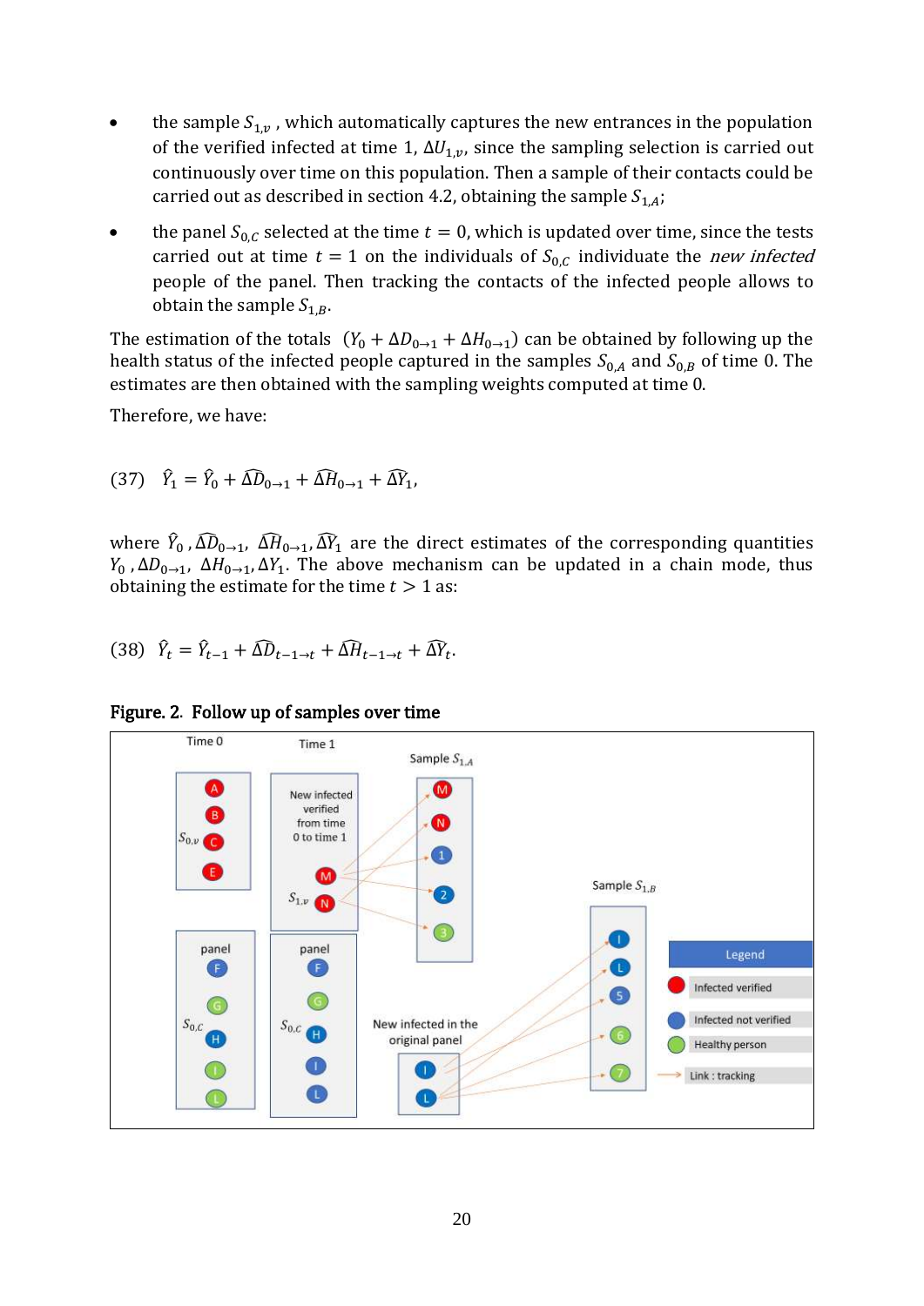- the sample $S_{1,v}$ , which automatically captures the new entrances in the population of the verified infected at time 1, $\Delta U_{1,v}$, since the sampling selection is carried out continuously over time on this population. Then a sample of their contacts could be carried out as described in section 4.2, obtaining the sample $S_{1,A}$;
- the panel $S_{0,C}$ selected at the time $t = 0$, which is updated over time, since the tests carried out at time $t = 1$ on the individuals of $S_{0,C}$ individuate the *new infected* people of the panel. Then tracking the contacts of the infected people allows to obtain the sample $S_{1,B}$.

The estimation of the totals $(Y_0 + \Delta D_{0\to 1} + \Delta H_{0\to 1})$ can be obtained by following up the health status of the infected people captured in the samples $S_{0,A}$ and $S_{0,B}$ of time 0. The estimates are then obtained with the sampling weights computed at time 0.

Therefore, we have:

$$(37)\quad \hat{Y}_1 = \hat{Y}_0 + \widehat{\Delta D}_{0\to 1} + \widehat{\Delta H}_{0\to 1} + \widehat{\Delta Y}_1,$$

where $\hat{Y}_0$, $\widehat{\Delta D}_{0\to 1}$, $\widehat{\Delta H}_{0\to 1}$, $\widehat{\Delta Y}_1$ are the direct estimates of the corresponding quantities $Y_0$, $\Delta D_{0\to 1}$, $\Delta H_{0\to 1}$, $\Delta Y_1$. The above mechanism can be updated in a chain mode, thus obtaining the estimate for the time $t > 1$ as:

$$(38)\quad \hat{Y}_t = \hat{Y}_{t-1} + \widehat{\Delta D}_{t-1\to t} + \widehat{\Delta H}_{t-1\to t} + \widehat{\Delta Y}_t.$$

**Figure. 2. Follow up of samples over time**

Time 0 | Time 1 | Sample $S_{1,A}$ | Sample $S_{1,B}$

$S_{0,v}$: A, B, C, E

New infected verified from time 0 to time 1 — $S_{1,v}$: M, N

Sample $S_{1,A}$: M, N, 1, 2, 3

panel $S_{0,C}$ (Time 0): F, G, H, I, L

panel $S_{0,C}$ (Time 1): F, G, H, I, L

New infected in the original panel: I, L

Sample $S_{1,B}$: I, L, 5, 6, 7

Legend: Infected verified; Infected not verified; Healthy person; Link : tracking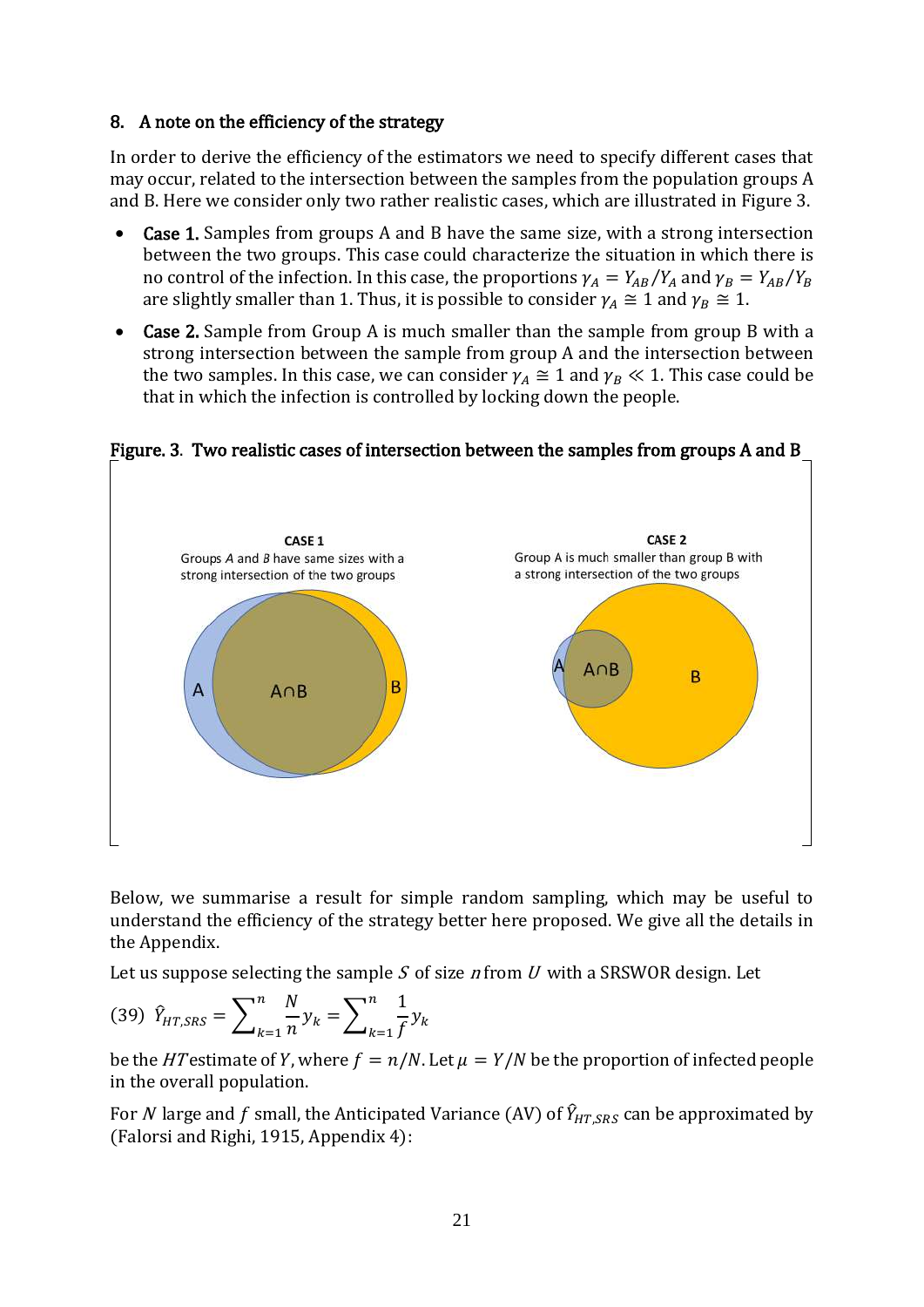## 8. A note on the efficiency of the strategy

In order to derive the efficiency of the estimators we need to specify different cases that may occur, related to the intersection between the samples from the population groups A and B. Here we consider only two rather realistic cases, which are illustrated in Figure 3.

- **Case 1.** Samples from groups A and B have the same size, with a strong intersection between the two groups. This case could characterize the situation in which there is no control of the infection. In this case, the proportions $\gamma_A = Y_{AB}/Y_A$ and $\gamma_B = Y_{AB}/Y_B$ are slightly smaller than 1. Thus, it is possible to consider $\gamma_A \cong 1$ and $\gamma_B \cong 1$.
- **Case 2.** Sample from Group A is much smaller than the sample from group B with a strong intersection between the sample from group A and the intersection between the two samples. In this case, we can consider $\gamma_A \cong 1$ and $\gamma_B \ll 1$. This case could be that in which the infection is controlled by locking down the people.

**Figure. 3. Two realistic cases of intersection between the samples from groups A and B**

Below, we summarise a result for simple random sampling, which may be useful to understand the efficiency of the strategy better here proposed. We give all the details in the Appendix.

Let us suppose selecting the sample $S$ of size $n$ from $U$ with a SRSWOR design. Let

$$(39)\quad \hat{Y}_{HT,SRS} = \sum_{k=1}^{n} \frac{N}{n} y_k = \sum_{k=1}^{n} \frac{1}{f} y_k$$

be the $HT$ estimate of $Y$, where $f = n/N$. Let $\mu = Y/N$ be the proportion of infected people in the overall population.

For $N$ large and $f$ small, the Anticipated Variance (AV) of $\hat{Y}_{HT,SRS}$ can be approximated by (Falorsi and Righi, 1915, Appendix 4):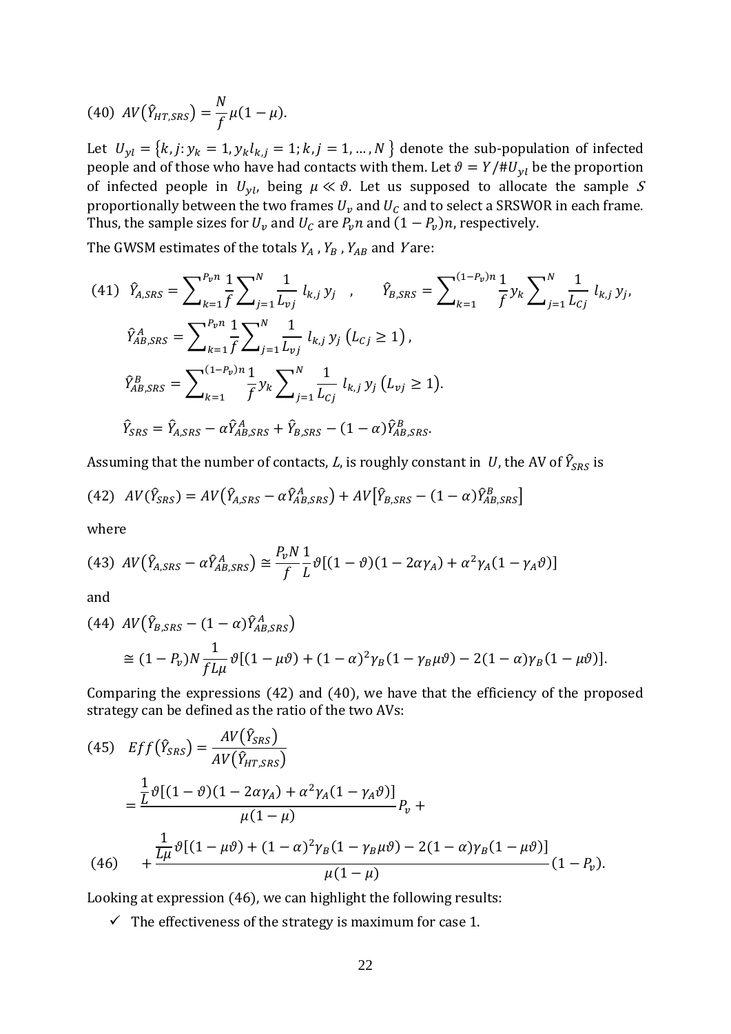$$(40)\quad AV\left(\hat{Y}_{HT,SRS}\right) = \frac{N}{f}\mu(1-\mu).$$

Let $U_{yl} = \{k, j : y_k = 1, y_k l_{k,j} = 1; k, j = 1, \dots, N\}$ denote the sub-population of infected people and of those who have had contacts with them. Let $\vartheta = Y/\#U_{yl}$ be the proportion of infected people in $U_{yl}$, being $\mu \ll \vartheta$. Let us supposed to allocate the sample $S$ proportionally between the two frames $U_v$ and $U_C$ and to select a SRSWOR in each frame. Thus, the sample sizes for $U_v$ and $U_C$ are $P_v n$ and $(1-P_v)n$, respectively.

The GWSM estimates of the totals $Y_A$ , $Y_B$ , $Y_{AB}$ and $Y$ are:

$$(41)\quad \hat{Y}_{A,SRS} = \sum_{k=1}^{P_v n} \frac{1}{f} \sum_{j=1}^{N} \frac{1}{L_{vj}} \, l_{k,j}\, y_j \quad , \qquad \hat{Y}_{B,SRS} = \sum_{k=1}^{(1-P_v)n} \frac{1}{f} y_k \sum_{j=1}^{N} \frac{1}{L_{Cj}} \, l_{k,j}\, y_j,$$

$$\hat{Y}^{A}_{AB,SRS} = \sum_{k=1}^{P_v n} \frac{1}{f} \sum_{j=1}^{N} \frac{1}{L_{vj}} \, l_{k,j}\, y_j \left(L_{Cj} \geq 1\right),$$

$$\hat{Y}^{B}_{AB,SRS} = \sum_{k=1}^{(1-P_v)n} \frac{1}{f} y_k \sum_{j=1}^{N} \frac{1}{L_{Cj}} \, l_{k,j}\, y_j \left(L_{vj} \geq 1\right).$$

$$\hat{Y}_{SRS} = \hat{Y}_{A,SRS} - \alpha \hat{Y}^{A}_{AB,SRS} + \hat{Y}_{B,SRS} - (1-\alpha)\hat{Y}^{B}_{AB,SRS}.$$

Assuming that the number of contacts, $L$, is roughly constant in $U$, the AV of $\hat{Y}_{SRS}$ is

$$(42)\quad AV(\hat{Y}_{SRS}) = AV\left(\hat{Y}_{A,SRS} - \alpha \hat{Y}^{A}_{AB,SRS}\right) + AV\left[\hat{Y}_{B,SRS} - (1-\alpha)\hat{Y}^{B}_{AB,SRS}\right]$$

where

$$(43)\quad AV\left(\hat{Y}_{A,SRS} - \alpha \hat{Y}^{A}_{AB,SRS}\right) \cong \frac{P_v N}{f} \frac{1}{L} \vartheta\left[(1-\vartheta)(1-2\alpha\gamma_A) + \alpha^2 \gamma_A (1-\gamma_A \vartheta)\right]$$

and

$$(44)\quad AV\left(\hat{Y}_{B,SRS} - (1-\alpha)\hat{Y}^{A}_{AB,SRS}\right)$$
$$\cong (1-P_v) N \frac{1}{f L \mu} \vartheta\left[(1-\mu\vartheta) + (1-\alpha)^2 \gamma_B (1-\gamma_B \mu\vartheta) - 2(1-\alpha)\gamma_B (1-\mu\vartheta)\right].$$

Comparing the expressions (42) and (40), we have that the efficiency of the proposed strategy can be defined as the ratio of the two AVs:

$$(45)\quad Eff\left(\hat{Y}_{SRS}\right) = \frac{AV\left(\hat{Y}_{SRS}\right)}{AV\left(\hat{Y}_{HT,SRS}\right)}$$

$$= \frac{\frac{1}{L}\vartheta\left[(1-\vartheta)(1-2\alpha\gamma_A) + \alpha^2\gamma_A(1-\gamma_A\vartheta)\right]}{\mu(1-\mu)} P_v +$$

$$(46)\quad + \frac{\frac{1}{L\mu}\vartheta\left[(1-\mu\vartheta) + (1-\alpha)^2\gamma_B(1-\gamma_B\mu\vartheta) - 2(1-\alpha)\gamma_B(1-\mu\vartheta)\right]}{\mu(1-\mu)} (1-P_v).$$

Looking at expression (46), we can highlight the following results:

- ✓ The effectiveness of the strategy is maximum for case 1.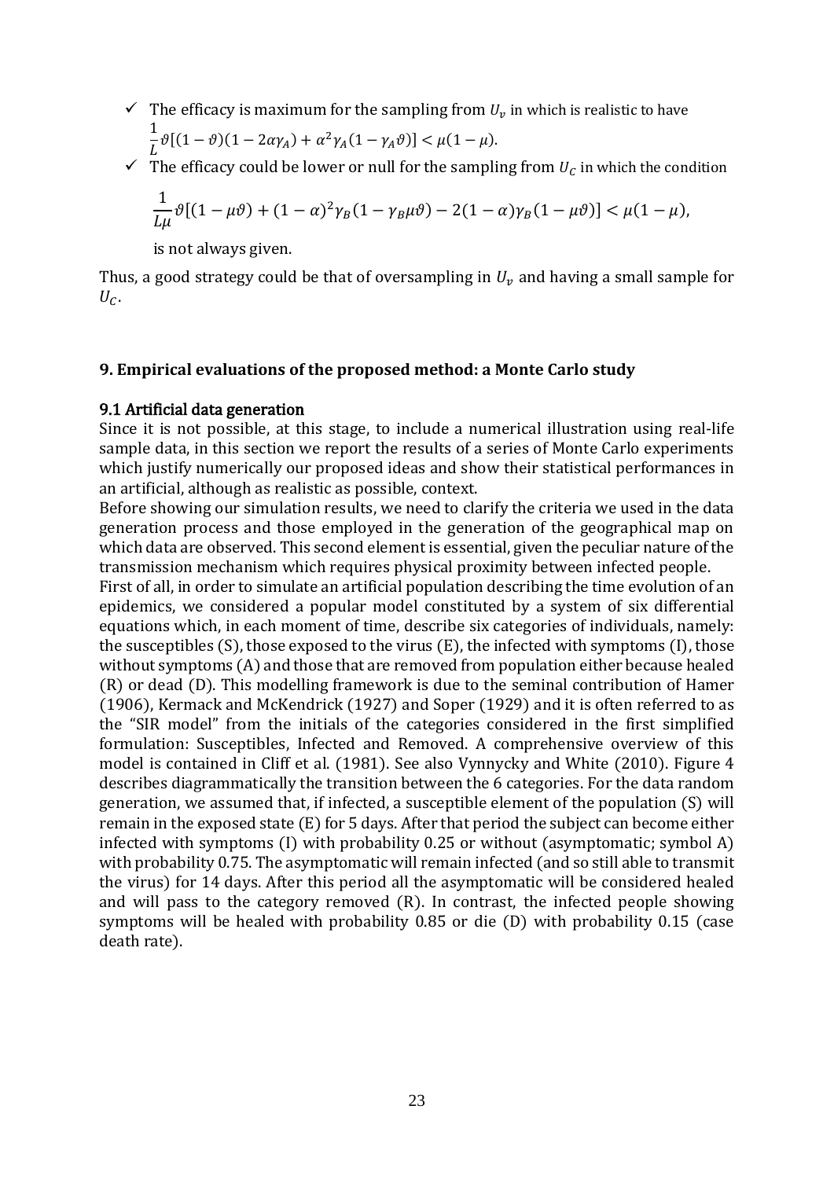- ✓ The efficacy is maximum for the sampling from $U_v$ in which is realistic to have

$$\frac{1}{L}\vartheta[(1-\vartheta)(1-2\alpha\gamma_A)+\alpha^2\gamma_A(1-\gamma_A\vartheta)]<\mu(1-\mu).$$

- ✓ The efficacy could be lower or null for the sampling from $U_C$ in which the condition

$$\frac{1}{L\mu}\vartheta[(1-\mu\vartheta)+(1-\alpha)^2\gamma_B(1-\gamma_B\mu\vartheta)-2(1-\alpha)\gamma_B(1-\mu\vartheta)]<\mu(1-\mu),$$

is not always given.

Thus, a good strategy could be that of oversampling in $U_v$ and having a small sample for $U_C$.

## 9. Empirical evaluations of the proposed method: a Monte Carlo study

### 9.1 Artificial data generation

Since it is not possible, at this stage, to include a numerical illustration using real-life sample data, in this section we report the results of a series of Monte Carlo experiments which justify numerically our proposed ideas and show their statistical performances in an artificial, although as realistic as possible, context.

Before showing our simulation results, we need to clarify the criteria we used in the data generation process and those employed in the generation of the geographical map on which data are observed. This second element is essential, given the peculiar nature of the transmission mechanism which requires physical proximity between infected people.

First of all, in order to simulate an artificial population describing the time evolution of an epidemics, we considered a popular model constituted by a system of six differential equations which, in each moment of time, describe six categories of individuals, namely: the susceptibles (S), those exposed to the virus (E), the infected with symptoms (I), those without symptoms (A) and those that are removed from population either because healed (R) or dead (D). This modelling framework is due to the seminal contribution of Hamer (1906), Kermack and McKendrick (1927) and Soper (1929) and it is often referred to as the "SIR model" from the initials of the categories considered in the first simplified formulation: Susceptibles, Infected and Removed. A comprehensive overview of this model is contained in Cliff et al. (1981). See also Vynnycky and White (2010). Figure 4 describes diagrammatically the transition between the 6 categories. For the data random generation, we assumed that, if infected, a susceptible element of the population (S) will remain in the exposed state (E) for 5 days. After that period the subject can become either infected with symptoms (I) with probability 0.25 or without (asymptomatic; symbol A) with probability 0.75. The asymptomatic will remain infected (and so still able to transmit the virus) for 14 days. After this period all the asymptomatic will be considered healed and will pass to the category removed (R). In contrast, the infected people showing symptoms will be healed with probability 0.85 or die (D) with probability 0.15 (case death rate).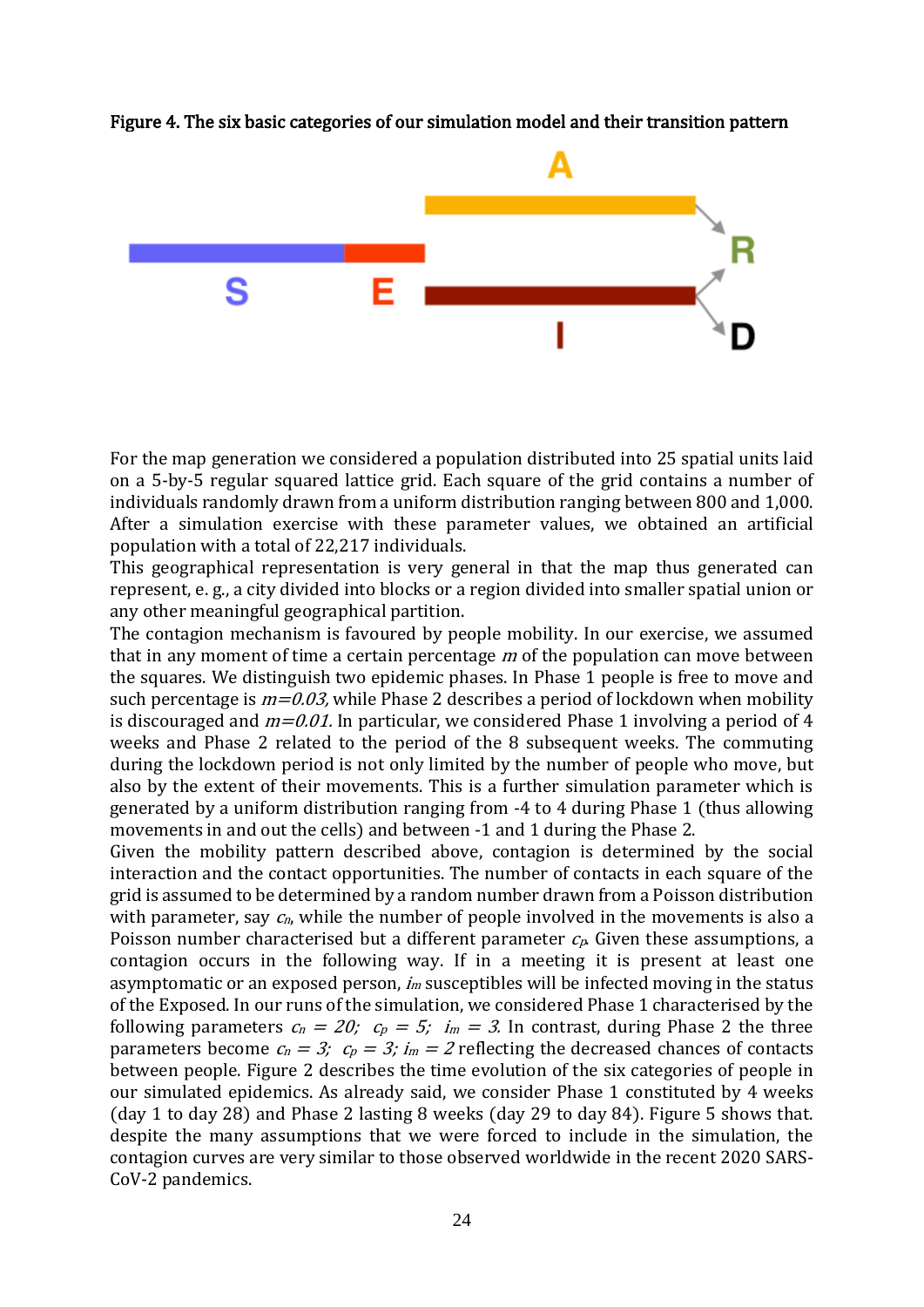**Figure 4. The six basic categories of our simulation model and their transition pattern**

For the map generation we considered a population distributed into 25 spatial units laid on a 5-by-5 regular squared lattice grid. Each square of the grid contains a number of individuals randomly drawn from a uniform distribution ranging between 800 and 1,000. After a simulation exercise with these parameter values, we obtained an artificial population with a total of 22,217 individuals.

This geographical representation is very general in that the map thus generated can represent, e. g., a city divided into blocks or a region divided into smaller spatial union or any other meaningful geographical partition.

The contagion mechanism is favoured by people mobility. In our exercise, we assumed that in any moment of time a certain percentage $m$ of the population can move between the squares. We distinguish two epidemic phases. In Phase 1 people is free to move and such percentage is $m=0.03$, while Phase 2 describes a period of lockdown when mobility is discouraged and $m=0.01$. In particular, we considered Phase 1 involving a period of 4 weeks and Phase 2 related to the period of the 8 subsequent weeks. The commuting during the lockdown period is not only limited by the number of people who move, but also by the extent of their movements. This is a further simulation parameter which is generated by a uniform distribution ranging from -4 to 4 during Phase 1 (thus allowing movements in and out the cells) and between -1 and 1 during the Phase 2.

Given the mobility pattern described above, contagion is determined by the social interaction and the contact opportunities. The number of contacts in each square of the grid is assumed to be determined by a random number drawn from a Poisson distribution with parameter, say $c_n$, while the number of people involved in the movements is also a Poisson number characterised but a different parameter $c_p$. Given these assumptions, a contagion occurs in the following way. If in a meeting it is present at least one asymptomatic or an exposed person, $i_m$ susceptibles will be infected moving in the status of the Exposed. In our runs of the simulation, we considered Phase 1 characterised by the following parameters $c_n = 20$; $c_p = 5$; $i_m = 3$. In contrast, during Phase 2 the three parameters become $c_n = 3$; $c_p = 3$; $i_m = 2$ reflecting the decreased chances of contacts between people. Figure 2 describes the time evolution of the six categories of people in our simulated epidemics. As already said, we consider Phase 1 constituted by 4 weeks (day 1 to day 28) and Phase 2 lasting 8 weeks (day 29 to day 84). Figure 5 shows that. despite the many assumptions that we were forced to include in the simulation, the contagion curves are very similar to those observed worldwide in the recent 2020 SARS-CoV-2 pandemics.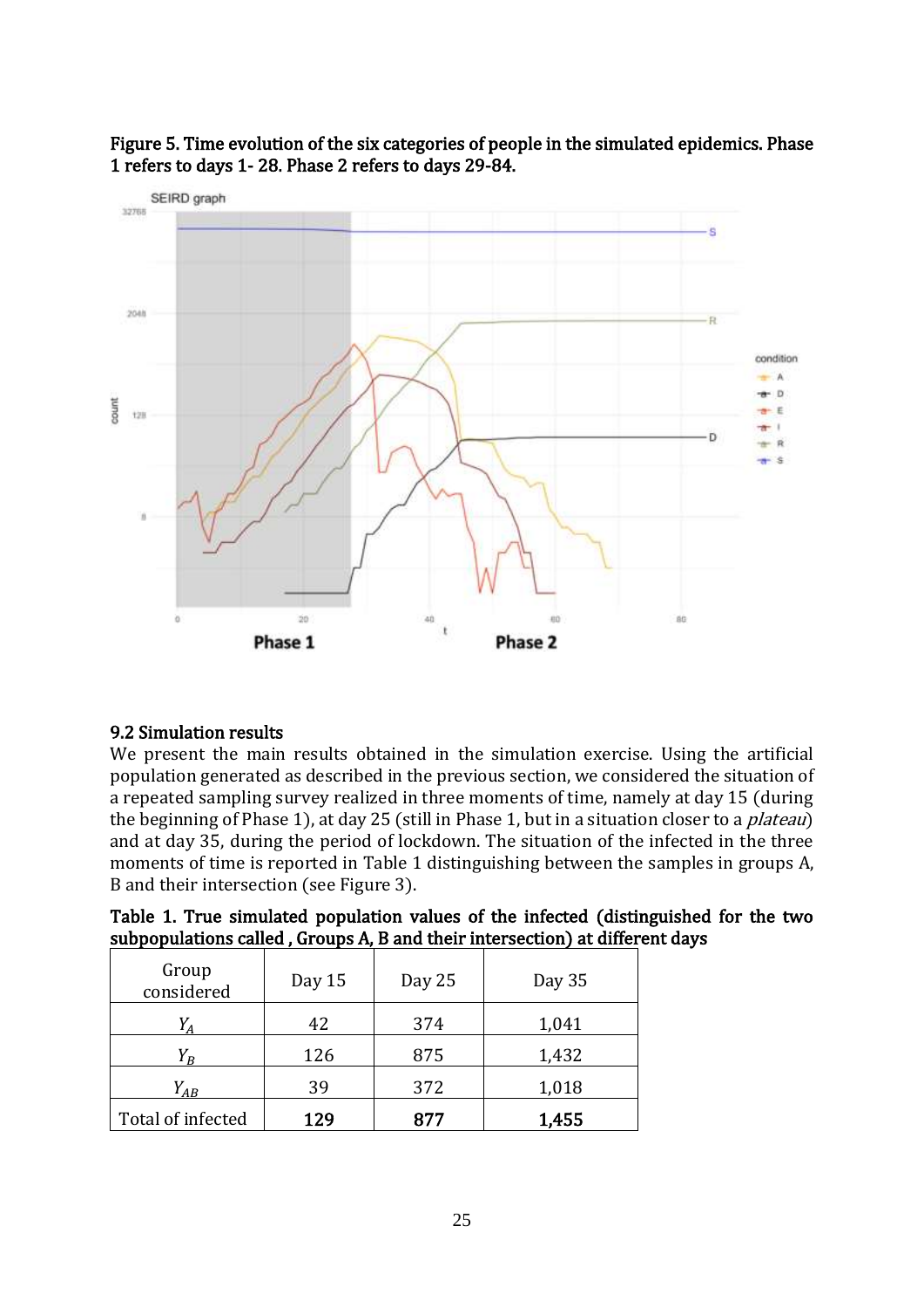**Figure 5. Time evolution of the six categories of people in the simulated epidemics. Phase 1 refers to days 1- 28. Phase 2 refers to days 29-84.**

### 9.2 Simulation results

We present the main results obtained in the simulation exercise. Using the artificial population generated as described in the previous section, we considered the situation of a repeated sampling survey realized in three moments of time, namely at day 15 (during the beginning of Phase 1), at day 25 (still in Phase 1, but in a situation closer to a *plateau*) and at day 35, during the period of lockdown. The situation of the infected in the three moments of time is reported in Table 1 distinguishing between the samples in groups A, B and their intersection (see Figure 3).

**Table 1. True simulated population values of the infected (distinguished for the two subpopulations called , Groups A, B and their intersection) at different days**

| Group considered | Day 15 | Day 25 | Day 35 |
|---|---|---|---|
| $Y_A$ | 42 | 374 | 1,041 |
| $Y_B$ | 126 | 875 | 1,432 |
| $Y_{AB}$ | 39 | 372 | 1,018 |
| Total of infected | **129** | **877** | **1,455** |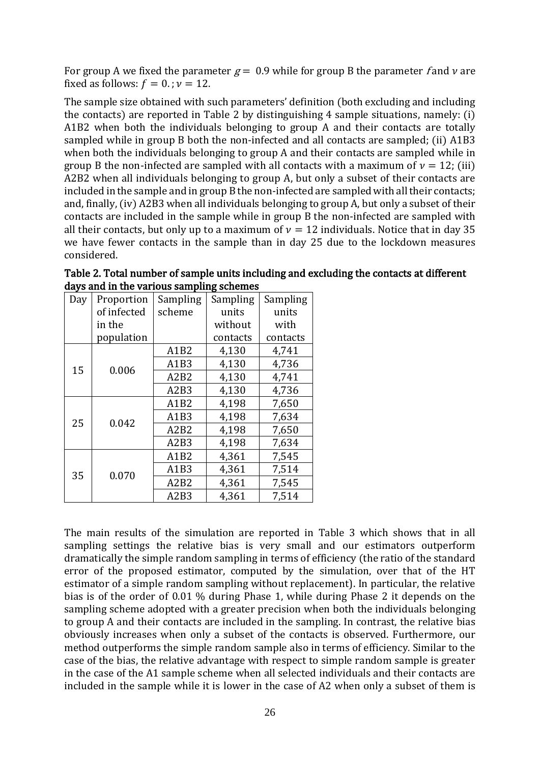For group A we fixed the parameter $g = 0.9$ while for group B the parameter $f$ and $\nu$ are fixed as follows: $f = 0.; \nu = 12$.

The sample size obtained with such parameters' definition (both excluding and including the contacts) are reported in Table 2 by distinguishing 4 sample situations, namely: (i) A1B2 when both the individuals belonging to group A and their contacts are totally sampled while in group B both the non-infected and all contacts are sampled; (ii) A1B3 when both the individuals belonging to group A and their contacts are sampled while in group B the non-infected are sampled with all contacts with a maximum of $\nu = 12$; (iii) A2B2 when all individuals belonging to group A, but only a subset of their contacts are included in the sample and in group B the non-infected are sampled with all their contacts; and, finally, (iv) A2B3 when all individuals belonging to group A, but only a subset of their contacts are included in the sample while in group B the non-infected are sampled with all their contacts, but only up to a maximum of $\nu = 12$ individuals. Notice that in day 35 we have fewer contacts in the sample than in day 25 due to the lockdown measures considered.

**Table 2. Total number of sample units including and excluding the contacts at different days and in the various sampling schemes**

| Day | Proportion of infected in the population | Sampling scheme | Sampling units without contacts | Sampling units with contacts |
|---|---|---|---|---|
| 15 | 0.006 | A1B2 | 4,130 | 4,741 |
| | | A1B3 | 4,130 | 4,736 |
| | | A2B2 | 4,130 | 4,741 |
| | | A2B3 | 4,130 | 4,736 |
| 25 | 0.042 | A1B2 | 4,198 | 7,650 |
| | | A1B3 | 4,198 | 7,634 |
| | | A2B2 | 4,198 | 7,650 |
| | | A2B3 | 4,198 | 7,634 |
| 35 | 0.070 | A1B2 | 4,361 | 7,545 |
| | | A1B3 | 4,361 | 7,514 |
| | | A2B2 | 4,361 | 7,545 |
| | | A2B3 | 4,361 | 7,514 |

The main results of the simulation are reported in Table 3 which shows that in all sampling settings the relative bias is very small and our estimators outperform dramatically the simple random sampling in terms of efficiency (the ratio of the standard error of the proposed estimator, computed by the simulation, over that of the HT estimator of a simple random sampling without replacement). In particular, the relative bias is of the order of 0.01 % during Phase 1, while during Phase 2 it depends on the sampling scheme adopted with a greater precision when both the individuals belonging to group A and their contacts are included in the sampling. In contrast, the relative bias obviously increases when only a subset of the contacts is observed. Furthermore, our method outperforms the simple random sample also in terms of efficiency. Similar to the case of the bias, the relative advantage with respect to simple random sample is greater in the case of the A1 sample scheme when all selected individuals and their contacts are included in the sample while it is lower in the case of A2 when only a subset of them is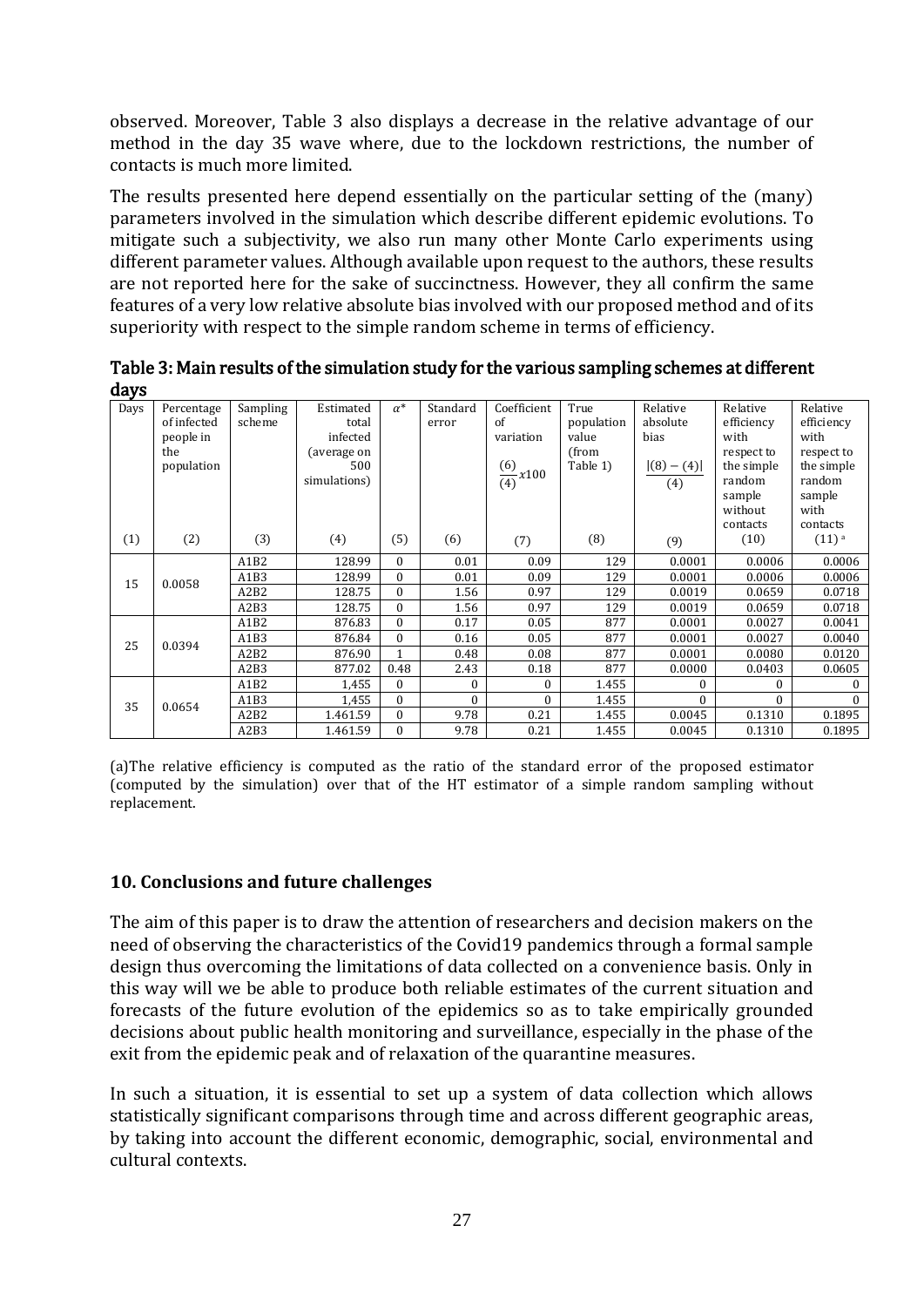observed. Moreover, Table 3 also displays a decrease in the relative advantage of our method in the day 35 wave where, due to the lockdown restrictions, the number of contacts is much more limited.

The results presented here depend essentially on the particular setting of the (many) parameters involved in the simulation which describe different epidemic evolutions. To mitigate such a subjectivity, we also run many other Monte Carlo experiments using different parameter values. Although available upon request to the authors, these results are not reported here for the sake of succinctness. However, they all confirm the same features of a very low relative absolute bias involved with our proposed method and of its superiority with respect to the simple random scheme in terms of efficiency.

**Table 3: Main results of the simulation study for the various sampling schemes at different days**

| Days (1) | Percentage of infected people in the population (2) | Sampling scheme (3) | Estimated total infected (average on 500 simulations) (4) | $\alpha^*$ (5) | Standard error (6) | Coefficient of variation $\frac{(6)}{(4)}x100$ (7) | True population value (from Table 1) (8) | Relative absolute bias $\frac{\lvert(8)-(4)\rvert}{(4)}$ (9) | Relative efficiency with respect to the simple random sample without contacts (10) | Relative efficiency with respect to the simple random sample with contacts (11) [a] |
|---|---|---|---|---|---|---|---|---|---|---|
| 15 | 0.0058 | A1B2 | 128.99 | 0 | 0.01 | 0.09 | 129 | 0.0001 | 0.0006 | 0.0006 |
| | | A1B3 | 128.99 | 0 | 0.01 | 0.09 | 129 | 0.0001 | 0.0006 | 0.0006 |
| | | A2B2 | 128.75 | 0 | 1.56 | 0.97 | 129 | 0.0019 | 0.0659 | 0.0718 |
| | | A2B3 | 128.75 | 0 | 1.56 | 0.97 | 129 | 0.0019 | 0.0659 | 0.0718 |
| 25 | 0.0394 | A1B2 | 876.83 | 0 | 0.17 | 0.05 | 877 | 0.0001 | 0.0027 | 0.0041 |
| | | A1B3 | 876.84 | 0 | 0.16 | 0.05 | 877 | 0.0001 | 0.0027 | 0.0040 |
| | | A2B2 | 876.90 | 1 | 0.48 | 0.08 | 877 | 0.0001 | 0.0080 | 0.0120 |
| | | A2B3 | 877.02 | 0.48 | 2.43 | 0.18 | 877 | 0.0000 | 0.0403 | 0.0605 |
| 35 | 0.0654 | A1B2 | 1,455 | 0 | 0 | 0 | 1.455 | 0 | 0 | 0 |
| | | A1B3 | 1,455 | 0 | 0 | 0 | 1.455 | 0 | 0 | 0 |
| | | A2B2 | 1.461.59 | 0 | 9.78 | 0.21 | 1.455 | 0.0045 | 0.1310 | 0.1895 |
| | | A2B3 | 1.461.59 | 0 | 9.78 | 0.21 | 1.455 | 0.0045 | 0.1310 | 0.1895 |

(a)The relative efficiency is computed as the ratio of the standard error of the proposed estimator (computed by the simulation) over that of the HT estimator of a simple random sampling without replacement.

## 10. Conclusions and future challenges

The aim of this paper is to draw the attention of researchers and decision makers on the need of observing the characteristics of the Covid19 pandemics through a formal sample design thus overcoming the limitations of data collected on a convenience basis. Only in this way will we be able to produce both reliable estimates of the current situation and forecasts of the future evolution of the epidemics so as to take empirically grounded decisions about public health monitoring and surveillance, especially in the phase of the exit from the epidemic peak and of relaxation of the quarantine measures.

In such a situation, it is essential to set up a system of data collection which allows statistically significant comparisons through time and across different geographic areas, by taking into account the different economic, demographic, social, environmental and cultural contexts.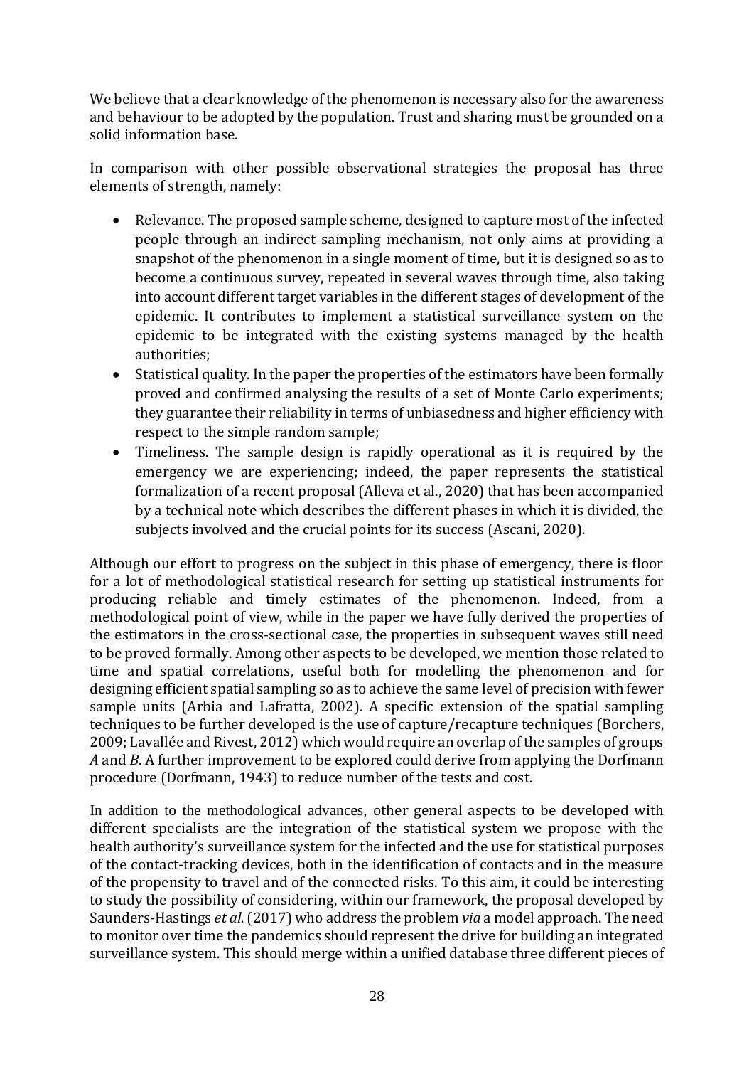We believe that a clear knowledge of the phenomenon is necessary also for the awareness and behaviour to be adopted by the population. Trust and sharing must be grounded on a solid information base.

In comparison with other possible observational strategies the proposal has three elements of strength, namely:

- Relevance. The proposed sample scheme, designed to capture most of the infected people through an indirect sampling mechanism, not only aims at providing a snapshot of the phenomenon in a single moment of time, but it is designed so as to become a continuous survey, repeated in several waves through time, also taking into account different target variables in the different stages of development of the epidemic. It contributes to implement a statistical surveillance system on the epidemic to be integrated with the existing systems managed by the health authorities;
- Statistical quality. In the paper the properties of the estimators have been formally proved and confirmed analysing the results of a set of Monte Carlo experiments; they guarantee their reliability in terms of unbiasedness and higher efficiency with respect to the simple random sample;
- Timeliness. The sample design is rapidly operational as it is required by the emergency we are experiencing; indeed, the paper represents the statistical formalization of a recent proposal (Alleva et al., 2020) that has been accompanied by a technical note which describes the different phases in which it is divided, the subjects involved and the crucial points for its success (Ascani, 2020).

Although our effort to progress on the subject in this phase of emergency, there is floor for a lot of methodological statistical research for setting up statistical instruments for producing reliable and timely estimates of the phenomenon. Indeed, from a methodological point of view, while in the paper we have fully derived the properties of the estimators in the cross-sectional case, the properties in subsequent waves still need to be proved formally. Among other aspects to be developed, we mention those related to time and spatial correlations, useful both for modelling the phenomenon and for designing efficient spatial sampling so as to achieve the same level of precision with fewer sample units (Arbia and Lafratta, 2002). A specific extension of the spatial sampling techniques to be further developed is the use of capture/recapture techniques (Borchers, 2009; Lavallée and Rivest, 2012) which would require an overlap of the samples of groups *A* and *B*. A further improvement to be explored could derive from applying the Dorfmann procedure (Dorfmann, 1943) to reduce number of the tests and cost.

In addition to the methodological advances, other general aspects to be developed with different specialists are the integration of the statistical system we propose with the health authority's surveillance system for the infected and the use for statistical purposes of the contact-tracking devices, both in the identification of contacts and in the measure of the propensity to travel and of the connected risks. To this aim, it could be interesting to study the possibility of considering, within our framework, the proposal developed by Saunders-Hastings *et al.* (2017) who address the problem *via* a model approach. The need to monitor over time the pandemics should represent the drive for building an integrated surveillance system. This should merge within a unified database three different pieces of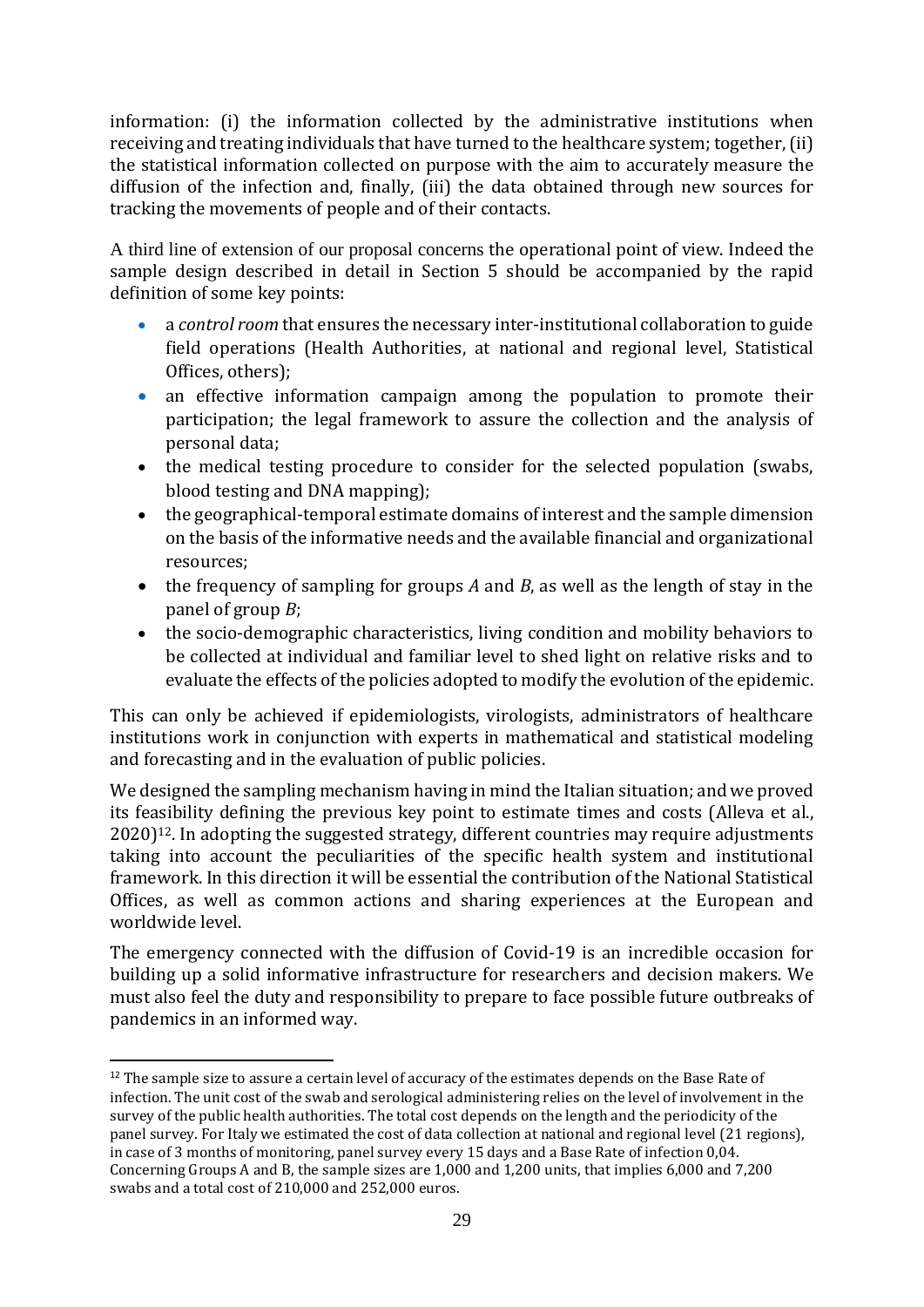information: (i) the information collected by the administrative institutions when receiving and treating individuals that have turned to the healthcare system; together, (ii) the statistical information collected on purpose with the aim to accurately measure the diffusion of the infection and, finally, (iii) the data obtained through new sources for tracking the movements of people and of their contacts.

A third line of extension of our proposal concerns the operational point of view. Indeed the sample design described in detail in Section 5 should be accompanied by the rapid definition of some key points:

- a *control room* that ensures the necessary inter-institutional collaboration to guide field operations (Health Authorities, at national and regional level, Statistical Offices, others);
- an effective information campaign among the population to promote their participation; the legal framework to assure the collection and the analysis of personal data;
- the medical testing procedure to consider for the selected population (swabs, blood testing and DNA mapping);
- the geographical-temporal estimate domains of interest and the sample dimension on the basis of the informative needs and the available financial and organizational resources;
- the frequency of sampling for groups *A* and *B*, as well as the length of stay in the panel of group *B*;
- the socio-demographic characteristics, living condition and mobility behaviors to be collected at individual and familiar level to shed light on relative risks and to evaluate the effects of the policies adopted to modify the evolution of the epidemic.

This can only be achieved if epidemiologists, virologists, administrators of healthcare institutions work in conjunction with experts in mathematical and statistical modeling and forecasting and in the evaluation of public policies.

We designed the sampling mechanism having in mind the Italian situation; and we proved its feasibility defining the previous key point to estimate times and costs (Alleva et al., 2020)[12]. In adopting the suggested strategy, different countries may require adjustments taking into account the peculiarities of the specific health system and institutional framework. In this direction it will be essential the contribution of the National Statistical Offices, as well as common actions and sharing experiences at the European and worldwide level.

The emergency connected with the diffusion of Covid-19 is an incredible occasion for building up a solid informative infrastructure for researchers and decision makers. We must also feel the duty and responsibility to prepare to face possible future outbreaks of pandemics in an informed way.

[12] The sample size to assure a certain level of accuracy of the estimates depends on the Base Rate of infection. The unit cost of the swab and serological administering relies on the level of involvement in the survey of the public health authorities. The total cost depends on the length and the periodicity of the panel survey. For Italy we estimated the cost of data collection at national and regional level (21 regions), in case of 3 months of monitoring, panel survey every 15 days and a Base Rate of infection 0,04. Concerning Groups A and B, the sample sizes are 1,000 and 1,200 units, that implies 6,000 and 7,200 swabs and a total cost of 210,000 and 252,000 euros.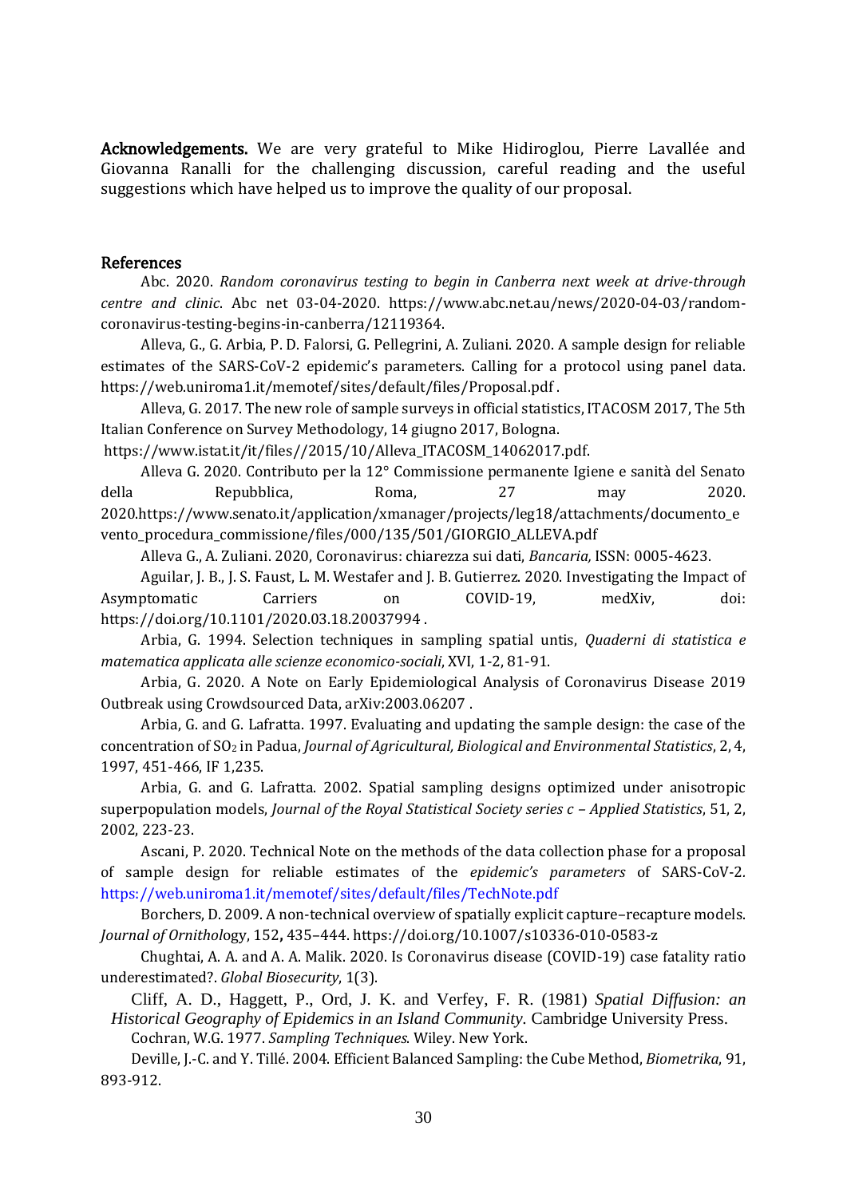**Acknowledgements.** We are very grateful to Mike Hidiroglou, Pierre Lavallée and Giovanna Ranalli for the challenging discussion, careful reading and the useful suggestions which have helped us to improve the quality of our proposal.

## References

Abc. 2020. *Random coronavirus testing to begin in Canberra next week at drive-through centre and clinic*. Abc net 03-04-2020. https://www.abc.net.au/news/2020-04-03/random-coronavirus-testing-begins-in-canberra/12119364.

Alleva, G., G. Arbia, P. D. Falorsi, G. Pellegrini, A. Zuliani. 2020. A sample design for reliable estimates of the SARS-CoV-2 epidemic's parameters. Calling for a protocol using panel data. https://web.uniroma1.it/memotef/sites/default/files/Proposal.pdf .

Alleva, G. 2017. The new role of sample surveys in official statistics, ITACOSM 2017, The 5th Italian Conference on Survey Methodology, 14 giugno 2017, Bologna. https://www.istat.it/it/files//2015/10/Alleva_ITACOSM_14062017.pdf.

Alleva G. 2020. Contributo per la 12° Commissione permanente Igiene e sanità del Senato della Repubblica, Roma, 27 may 2020. 2020.https://www.senato.it/application/xmanager/projects/leg18/attachments/documento_evento_procedura_commissione/files/000/135/501/GIORGIO_ALLEVA.pdf

Alleva G., A. Zuliani. 2020, Coronavirus: chiarezza sui dati, *Bancaria,* ISSN: 0005-4623.

Aguilar, J. B., J. S. Faust, L. M. Westafer and J. B. Gutierrez. 2020. Investigating the Impact of Asymptomatic Carriers on COVID-19, medXiv, doi: https://doi.org/10.1101/2020.03.18.20037994 .

Arbia, G. 1994. Selection techniques in sampling spatial untis, *Quaderni di statistica e matematica applicata alle scienze economico-sociali*, XVI, 1-2, 81-91.

Arbia, G. 2020. A Note on Early Epidemiological Analysis of Coronavirus Disease 2019 Outbreak using Crowdsourced Data, arXiv:2003.06207 .

Arbia, G. and G. Lafratta. 1997. Evaluating and updating the sample design: the case of the concentration of $SO_2$ in Padua, *Journal of Agricultural, Biological and Environmental Statistics*, 2, 4, 1997, 451-466, IF 1,235.

Arbia, G. and G. Lafratta. 2002. Spatial sampling designs optimized under anisotropic superpopulation models, *Journal of the Royal Statistical Society series c – Applied Statistics*, 51, 2, 2002, 223-23.

Ascani, P. 2020. Technical Note on the methods of the data collection phase for a proposal of sample design for reliable estimates of the *epidemic's parameters* of SARS-CoV-2. https://web.uniroma1.it/memotef/sites/default/files/TechNote.pdf

Borchers, D. 2009. A non-technical overview of spatially explicit capture–recapture models. *Journal of Ornithology*, 152**,** 435–444. https://doi.org/10.1007/s10336-010-0583-z

Chughtai, A. A. and A. A. Malik. 2020. Is Coronavirus disease (COVID-19) case fatality ratio underestimated?. *Global Biosecurity*, 1(3).

Cliff, A. D., Haggett, P., Ord, J. K. and Verfey, F. R. (1981) *Spatial Diffusion: an Historical Geography of Epidemics in an Island Community*. Cambridge University Press.

Cochran, W.G. 1977. *Sampling Techniques*. Wiley. New York.

Deville, J.-C. and Y. Tillé. 2004. Efficient Balanced Sampling: the Cube Method, *Biometrika*, 91, 893-912.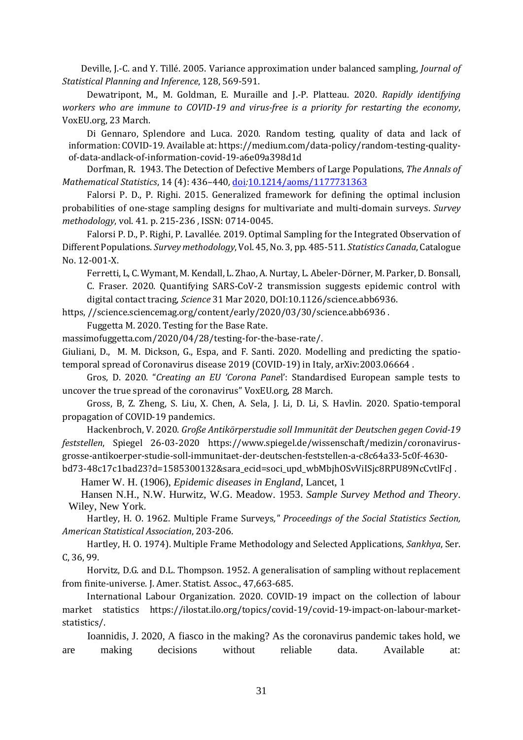Deville, J.-C. and Y. Tillé. 2005. Variance approximation under balanced sampling, *Journal of Statistical Planning and Inference*, 128, 569-591.

Dewatripont, M., M. Goldman, E. Muraille and J.-P. Platteau. 2020. *Rapidly identifying workers who are immune to COVID-19 and virus-free is a priority for restarting the economy*, VoxEU.org, 23 March.

Di Gennaro, Splendore and Luca. 2020. Random testing, quality of data and lack of information: COVID-19. Available at: https://medium.com/data-policy/random-testing-quality-of-data-andlack-of-information-covid-19-a6e09a398d1d

Dorfman, R. 1943. The Detection of Defective Members of Large Populations, *The Annals of Mathematical Statistics*, 14 (4): 436–440, doi:10.1214/aoms/1177731363

Falorsi P. D., P. Righi. 2015. Generalized framework for defining the optimal inclusion probabilities of one-stage sampling designs for multivariate and multi-domain surveys. *Survey methodology*, vol. 41. p. 215-236 , ISSN: 0714-0045.

Falorsi P. D., P. Righi, P. Lavallée. 2019. Optimal Sampling for the Integrated Observation of Different Populations. *Survey methodology*, Vol. 45, No. 3, pp. 485-511. *Statistics Canada*, Catalogue No. 12-001-X.

Ferretti, L, C. Wymant, M. Kendall, L. Zhao, A. Nurtay, L. Abeler-Dörner, M. Parker, D. Bonsall, C. Fraser. 2020. Quantifying SARS-CoV-2 transmission suggests epidemic control with digital contact tracing, *Science* 31 Mar 2020, DOI:10.1126/science.abb6936.
https, //science.sciencemag.org/content/early/2020/03/30/science.abb6936 .

Fuggetta M. 2020. Testing for the Base Rate.
massimofuggetta.com/2020/04/28/testing-for-the-base-rate/.

Giuliani, D., M. M. Dickson, G., Espa, and F. Santi. 2020. Modelling and predicting the spatio-temporal spread of Coronavirus disease 2019 (COVID-19) in Italy, arXiv:2003.06664 .

Gros, D. 2020. "*Creating an EU 'Corona Panel*': Standardised European sample tests to uncover the true spread of the coronavirus" VoxEU.org, 28 March.

Gross, B, Z. Zheng, S. Liu, X. Chen, A. Sela, J. Li, D. Li, S. Havlin. 2020. Spatio-temporal propagation of COVID-19 pandemics.

Hackenbroch, V. 2020. *Große Antikörperstudie soll Immunität der Deutschen gegen Covid-19 feststellen*, Spiegel 26-03-2020 https://www.spiegel.de/wissenschaft/medizin/coronavirus-grosse-antikoerper-studie-soll-immunitaet-der-deutschen-feststellen-a-c8c64a33-5c0f-4630-bd73-48c17c1bad23?d=1585300132&sara_ecid=soci_upd_wbMbjhOSvViISjc8RPU89NcCvtlFcJ .

Hamer W. H. (1906), *Epidemic diseases in England*, Lancet, 1

Hansen N.H., N.W. Hurwitz, W.G. Meadow. 1953. *Sample Survey Method and Theory*. Wiley, New York.

Hartley, H. O. 1962. Multiple Frame Surveys," *Proceedings of the Social Statistics Section, American Statistical Association*, 203-206.

Hartley, H. O. 1974). Multiple Frame Methodology and Selected Applications, *Sankhya*, Ser. C, 36, 99.

Horvitz, D.G. and D.L. Thompson. 1952. A generalisation of sampling without replacement from finite-universe. J. Amer. Statist. Assoc., 47,663-685.

International Labour Organization. 2020. COVID-19 impact on the collection of labour market statistics https://ilostat.ilo.org/topics/covid-19/covid-19-impact-on-labour-market-statistics/.

Ioannidis, J. 2020, A fiasco in the making? As the coronavirus pandemic takes hold, we are making decisions without reliable data. Available at: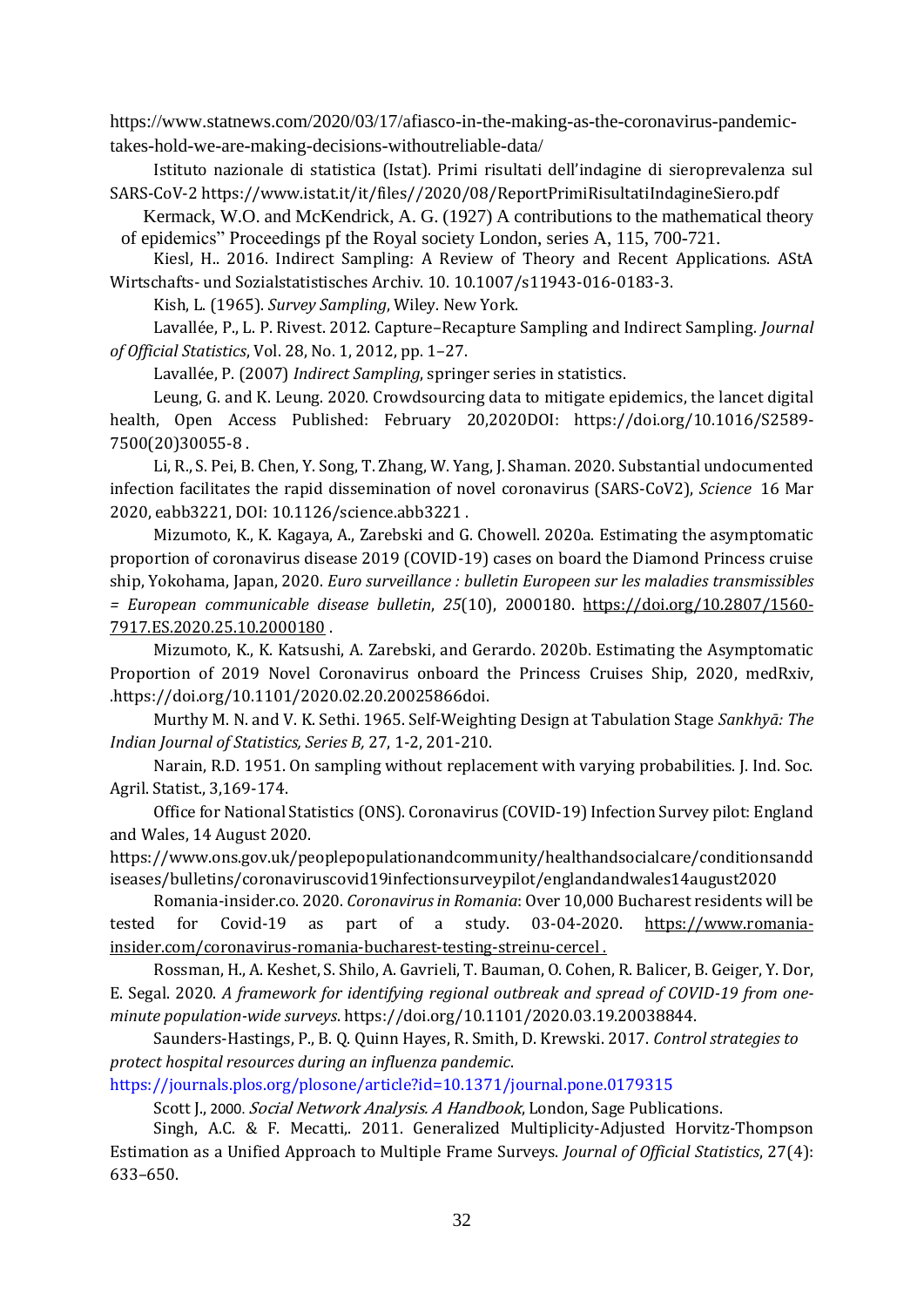https://www.statnews.com/2020/03/17/afiasco-in-the-making-as-the-coronavirus-pandemic-takes-hold-we-are-making-decisions-withoutreliable-data/

Istituto nazionale di statistica (Istat). Primi risultati dell'indagine di sieroprevalenza sul SARS-CoV-2 https://www.istat.it/it/files//2020/08/ReportPrimiRisultatiIndagineSiero.pdf

Kermack, W.O. and McKendrick, A. G. (1927) A contributions to the mathematical theory of epidemics" Proceedings pf the Royal society London, series A, 115, 700-721.

Kiesl, H.. 2016. Indirect Sampling: A Review of Theory and Recent Applications. AStA Wirtschafts- und Sozialstatistisches Archiv. 10. 10.1007/s11943-016-0183-3.

Kish, L. (1965). *Survey Sampling*, Wiley. New York.

Lavallée, P., L. P. Rivest. 2012. Capture–Recapture Sampling and Indirect Sampling. *Journal of Official Statistics*, Vol. 28, No. 1, 2012, pp. 1–27.

Lavallée, P. (2007) *Indirect Sampling*, springer series in statistics.

Leung, G. and K. Leung. 2020. Crowdsourcing data to mitigate epidemics, the lancet digital health, Open Access Published: February 20,2020DOI: https://doi.org/10.1016/S2589-7500(20)30055-8 .

Li, R., S. Pei, B. Chen, Y. Song, T. Zhang, W. Yang, J. Shaman. 2020. Substantial undocumented infection facilitates the rapid dissemination of novel coronavirus (SARS-CoV2), *Science* 16 Mar 2020, eabb3221, DOI: 10.1126/science.abb3221 .

Mizumoto, K., K. Kagaya, A., Zarebski and G. Chowell. 2020a. Estimating the asymptomatic proportion of coronavirus disease 2019 (COVID-19) cases on board the Diamond Princess cruise ship, Yokohama, Japan, 2020. *Euro surveillance : bulletin Europeen sur les maladies transmissibles = European communicable disease bulletin*, *25*(10), 2000180. https://doi.org/10.2807/1560-7917.ES.2020.25.10.2000180 .

Mizumoto, K., K. Katsushi, A. Zarebski, and Gerardo. 2020b. Estimating the Asymptomatic Proportion of 2019 Novel Coronavirus onboard the Princess Cruises Ship, 2020, medRxiv, .https://doi.org/10.1101/2020.02.20.20025866doi.

Murthy M. N. and V. K. Sethi. 1965. Self-Weighting Design at Tabulation Stage *Sankhyā: The Indian Journal of Statistics, Series B,* 27, 1-2, 201-210.

Narain, R.D. 1951. On sampling without replacement with varying probabilities. J. Ind. Soc. Agril. Statist., 3,169-174.

Office for National Statistics (ONS). Coronavirus (COVID-19) Infection Survey pilot: England and Wales, 14 August 2020.
https://www.ons.gov.uk/peoplepopulationandcommunity/healthandsocialcare/conditionsanddiseases/bulletins/coronaviruscovid19infectionsurveypilot/englandandwales14august2020

Romania-insider.co. 2020. *Coronavirus in Romania*: Over 10,000 Bucharest residents will be tested for Covid-19 as part of a study. 03-04-2020. https://www.romania-insider.com/coronavirus-romania-bucharest-testing-streinu-cercel .

Rossman, H., A. Keshet, S. Shilo, A. Gavrieli, T. Bauman, O. Cohen, R. Balicer, B. Geiger, Y. Dor, E. Segal. 2020. *A framework for identifying regional outbreak and spread of COVID-19 from one-minute population-wide surveys*. https://doi.org/10.1101/2020.03.19.20038844.

Saunders-Hastings, P., B. Q. Quinn Hayes, R. Smith, D. Krewski. 2017. *Control strategies to protect hospital resources during an influenza pandemic*.
https://journals.plos.org/plosone/article?id=10.1371/journal.pone.0179315

Scott J., 2000. *Social Network Analysis. A Handbook*, London, Sage Publications.

Singh, A.C. & F. Mecatti,. 2011. Generalized Multiplicity-Adjusted Horvitz-Thompson Estimation as a Unified Approach to Multiple Frame Surveys. *Journal of Official Statistics*, 27(4): 633–650.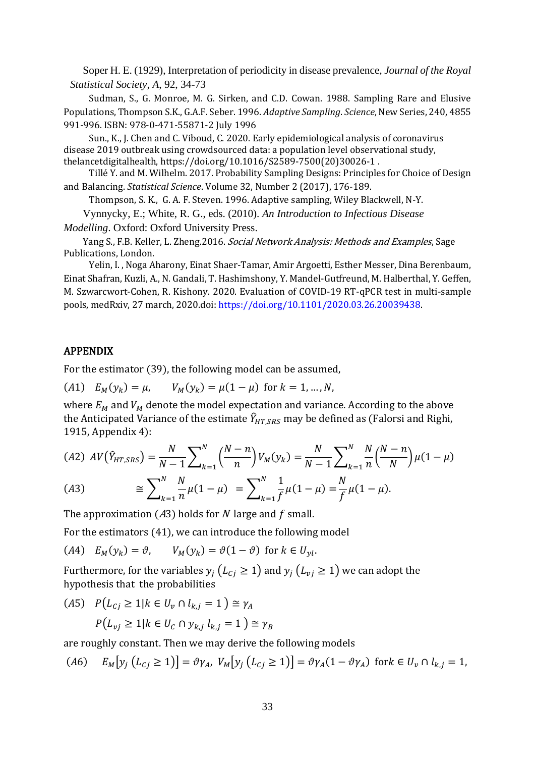Soper H. E. (1929), Interpretation of periodicity in disease prevalence, *Journal of the Royal Statistical Society*, *A*, 92, 34-73

Sudman, S., G. Monroe, M. G. Sirken, and C.D. Cowan. 1988. Sampling Rare and Elusive Populations, Thompson S.K., G.A.F. Seber. 1996. *Adaptive Sampling*. *Science*, New Series, 240, 4855 991-996. ISBN: 978-0-471-55871-2 July 1996

Sun., K., J. Chen and C. Viboud, C. 2020. Early epidemiological analysis of coronavirus disease 2019 outbreak using crowdsourced data: a population level observational study, thelancetdigitalhealth, https://doi.org/10.1016/S2589-7500(20)30026-1 .

Tillé Y. and M. Wilhelm. 2017. Probability Sampling Designs: Principles for Choice of Design and Balancing. *Statistical Science*. Volume 32, Number 2 (2017), 176-189.

Thompson, S. K., G. A. F. Steven. 1996. Adaptive sampling, Wiley Blackwell, N-Y.

Vynnycky, E.; White, R. G., eds. (2010). *An Introduction to Infectious Disease Modelling*. Oxford: Oxford University Press.

Yang S., F.B. Keller, L. Zheng.2016. *Social Network Analysis: Methods and Examples*, Sage Publications, London.

Yelin, I. , Noga Aharony, Einat Shaer-Tamar, Amir Argoetti, Esther Messer, Dina Berenbaum, Einat Shafran, Kuzli, A., N. Gandali, T. Hashimshony, Y. Mandel-Gutfreund, M. Halberthal, Y. Geffen, M. Szwarcwort-Cohen, R. Kishony. 2020. Evaluation of COVID-19 RT-qPCR test in multi-sample pools, medRxiv, 27 march, 2020.doi: https://doi.org/10.1101/2020.03.26.20039438.

## APPENDIX

For the estimator (39), the following model can be assumed,

$$(A1)\quad E_M(y_k) = \mu, \qquad V_M(y_k) = \mu(1-\mu) \text{ for } k = 1, \dots, N,$$

where $E_M$ and $V_M$ denote the model expectation and variance. According to the above the Anticipated Variance of the estimate $\hat{Y}_{HT,SRS}$ may be defined as (Falorsi and Righi, 1915, Appendix 4):

$$(A2)\ AV(\hat{Y}_{HT,SRS}) = \frac{N}{N-1}\sum\nolimits_{k=1}^{N}\left(\frac{N-n}{n}\right)V_M(y_k) = \frac{N}{N-1}\sum\nolimits_{k=1}^{N}\frac{N}{n}\left(\frac{N-n}{N}\right)\mu(1-\mu)$$

$$(A3)\qquad \cong \sum\nolimits_{k=1}^{N}\frac{N}{n}\mu(1-\mu) \ = \sum\nolimits_{k=1}^{N}\frac{1}{f}\mu(1-\mu) = \frac{N}{f}\mu(1-\mu).$$

The approximation ($A3$) holds for $N$ large and $f$ small.

For the estimators (41), we can introduce the following model

$$(A4)\quad E_M(y_k) = \vartheta, \qquad V_M(y_k) = \vartheta(1-\vartheta) \text{ for } k \in U_{yl}.$$

Furthermore, for the variables $y_j\ (L_{Cj} \geq 1)$ and $y_j\ (L_{vj} \geq 1)$ we can adopt the hypothesis that the probabilities

$$(A5)\quad P\left(L_{Cj} \geq 1 | k \in U_v \cap l_{k,j} = 1\right) \cong \gamma_A$$

$$P\left(L_{vj} \geq 1 | k \in U_C \cap y_{k,j}\, l_{k,j} = 1\right) \cong \gamma_B$$

are roughly constant. Then we may derive the following models

$$(A6)\quad E_M\left[y_j\ (L_{Cj} \geq 1)\right] = \vartheta\gamma_A,\ V_M\left[y_j\ (L_{Cj} \geq 1)\right] = \vartheta\gamma_A(1-\vartheta\gamma_A) \text{ for} k \in U_v \cap l_{k,j} = 1,$$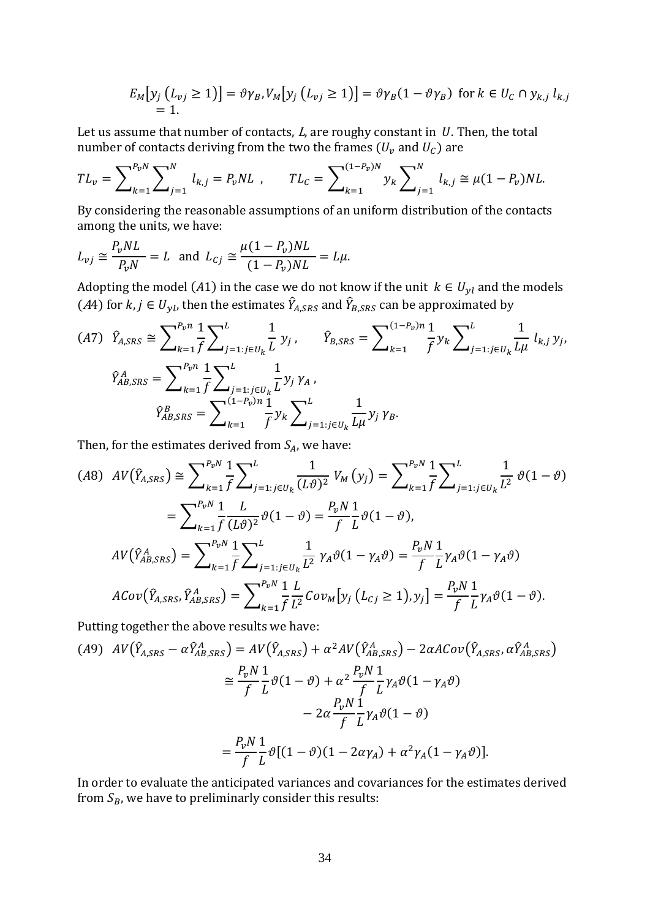$$E_M\left[y_j\left(L_{vj}\geq 1\right)\right]=\vartheta\gamma_B, V_M\left[y_j\left(L_{vj}\geq 1\right)\right]=\vartheta\gamma_B(1-\vartheta\gamma_B)\ \text{ for } k\in U_C\cap y_{k,j}\, l_{k,j} = 1.$$

Let us assume that number of contacts, $L$, are roughy constant in $U$. Then, the total number of contacts deriving from the two the frames ($U_v$ and $U_C$) are

$$TL_v=\sum_{k=1}^{P_vN}\sum_{j=1}^{N} l_{k,j}=P_vNL\ , \qquad TL_C=\sum_{k=1}^{(1-P_v)N} y_k\sum_{j=1}^{N} l_{k,j}\cong\mu(1-P_v)NL.$$

By considering the reasonable assumptions of an uniform distribution of the contacts among the units, we have:

$$L_{vj}\cong\frac{P_vNL}{P_vN}=L \ \text{ and } \ L_{Cj}\cong\frac{\mu(1-P_v)NL}{(1-P_v)NL}=L\mu.$$

Adopting the model $(A1)$ in the case we do not know if the unit $k\in U_{yl}$ and the models $(A4)$ for $k,j\in U_{yl}$, then the estimates $\hat{Y}_{A,SRS}$ and $\hat{Y}_{B,SRS}$ can be approximated by

$$(A7)\quad \hat{Y}_{A,SRS}\cong\sum_{k=1}^{P_vn}\frac{1}{f}\sum_{j=1:j\in U_k}^{L}\frac{1}{L}\,y_j\,,\qquad \hat{Y}_{B,SRS}=\sum_{k=1}^{(1-P_v)n}\frac{1}{f}y_k\sum_{j=1:j\in U_k}^{L}\frac{1}{L\mu}\,l_{k,j}\,y_j,$$

$$\hat{Y}_{AB,SRS}^{A}=\sum_{k=1}^{P_vn}\frac{1}{f}\sum_{j=1:\,j\in U_k}^{L}\frac{1}{L}y_j\,\gamma_A\,,$$

$$\hat{Y}_{AB,SRS}^{B}=\sum_{k=1}^{(1-P_v)n}\frac{1}{f}y_k\sum_{j=1:j\in U_k}^{L}\frac{1}{L\mu}y_j\,\gamma_B.$$

Then, for the estimates derived from $S_A$, we have:

$$(A8)\quad AV\left(\hat{Y}_{A,SRS}\right)\cong\sum_{k=1}^{P_vN}\frac{1}{f}\sum_{j=1:j\in U_k}^{L}\frac{1}{(L\vartheta)^2}\,V_M\left(y_j\right)=\sum_{k=1}^{P_vN}\frac{1}{f}\sum_{j=1:j\in U_k}^{L}\frac{1}{L^2}\,\vartheta(1-\vartheta)$$

$$=\sum_{k=1}^{P_vN}\frac{1}{f}\frac{L}{(L\vartheta)^2}\vartheta(1-\vartheta)=\frac{P_vN}{f}\frac{1}{L}\vartheta(1-\vartheta),$$

$$AV\left(\hat{Y}_{AB,SRS}^{A}\right)=\sum_{k=1}^{P_vN}\frac{1}{f}\sum_{j=1:j\in U_k}^{L}\frac{1}{L^2}\,\gamma_A\vartheta(1-\gamma_A\vartheta)=\frac{P_vN}{f}\frac{1}{L}\gamma_A\vartheta(1-\gamma_A\vartheta)$$

$$ACov\left(\hat{Y}_{A,SRS},\hat{Y}_{AB,SRS}^{A}\right)=\sum_{k=1}^{P_vN}\frac{1}{f}\frac{L}{L^2}Cov_M\left[y_j\left(L_{Cj}\geq 1\right),y_j\right]=\frac{P_vN}{f}\frac{1}{L}\gamma_A\vartheta(1-\vartheta).$$

Putting together the above results we have:

$$(A9)\quad AV\left(\hat{Y}_{A,SRS}-\alpha\hat{Y}_{AB,SRS}^{A}\right)=AV\left(\hat{Y}_{A,SRS}\right)+\alpha^2AV\left(\hat{Y}_{AB,SRS}^{A}\right)-2\alpha ACov\left(\hat{Y}_{A,SRS},\alpha\hat{Y}_{AB,SRS}^{A}\right)$$

$$\cong\frac{P_vN}{f}\frac{1}{L}\vartheta(1-\vartheta)+\alpha^2\frac{P_vN}{f}\frac{1}{L}\gamma_A\vartheta(1-\gamma_A\vartheta)-2\alpha\frac{P_vN}{f}\frac{1}{L}\gamma_A\vartheta(1-\vartheta)$$

$$=\frac{P_vN}{f}\frac{1}{L}\vartheta[(1-\vartheta)(1-2\alpha\gamma_A)+\alpha^2\gamma_A(1-\gamma_A\vartheta)].$$

In order to evaluate the anticipated variances and covariances for the estimates derived from $S_B$, we have to preliminarly consider this results: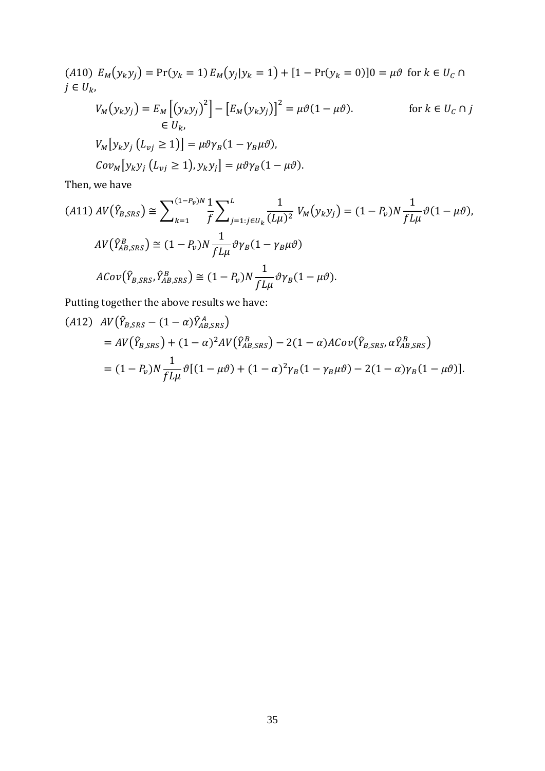$$(A10)\ \ E_M(y_k y_j) = \Pr(y_k = 1)\, E_M(y_j | y_k = 1) + [1 - \Pr(y_k = 0)]0 = \mu\vartheta \ \text{ for } k \in U_C \cap j \in U_k,$$

$$V_M(y_k y_j) = E_M\left[(y_k y_j)^2\right] - \left[E_M(y_k y_j)\right]^2 = \mu\vartheta(1 - \mu\vartheta). \qquad \text{for } k \in U_C \cap j \in U_k,$$

$$V_M\left[y_k y_j \left(L_{vj} \geq 1\right)\right] = \mu\vartheta\gamma_B(1 - \gamma_B\mu\vartheta),$$

$$Cov_M\left[y_k y_j \left(L_{vj} \geq 1\right), y_k y_j\right] = \mu\vartheta\gamma_B(1 - \mu\vartheta).$$

Then, we have

$$(A11)\ AV(\hat{Y}_{B,SRS}) \cong \sum_{k=1}^{(1-P_v)N} \frac{1}{f} \sum_{j=1: j \in U_k}^{L} \frac{1}{(L\mu)^2} V_M(y_k y_j) = (1 - P_v)N \frac{1}{fL\mu} \vartheta(1 - \mu\vartheta),$$

$$AV(\hat{Y}^B_{AB,SRS}) \cong (1 - P_v)N \frac{1}{fL\mu} \vartheta\gamma_B(1 - \gamma_B\mu\vartheta)$$

$$ACov(\hat{Y}_{B,SRS}, \hat{Y}^B_{AB,SRS}) \cong (1 - P_v)N \frac{1}{fL\mu} \vartheta\gamma_B(1 - \mu\vartheta).$$

Putting together the above results we have:

$$(A12)\ \ AV\left(\hat{Y}_{B,SRS} - (1 - \alpha)\hat{Y}^A_{AB,SRS}\right)$$

$$= AV(\hat{Y}_{B,SRS}) + (1 - \alpha)^2 AV(\hat{Y}^B_{AB,SRS}) - 2(1 - \alpha) ACov(\hat{Y}_{B,SRS}, \alpha\hat{Y}^B_{AB,SRS})$$

$$= (1 - P_v)N \frac{1}{fL\mu} \vartheta[(1 - \mu\vartheta) + (1 - \alpha)^2\gamma_B(1 - \gamma_B\mu\vartheta) - 2(1 - \alpha)\gamma_B(1 - \mu\vartheta)].$$